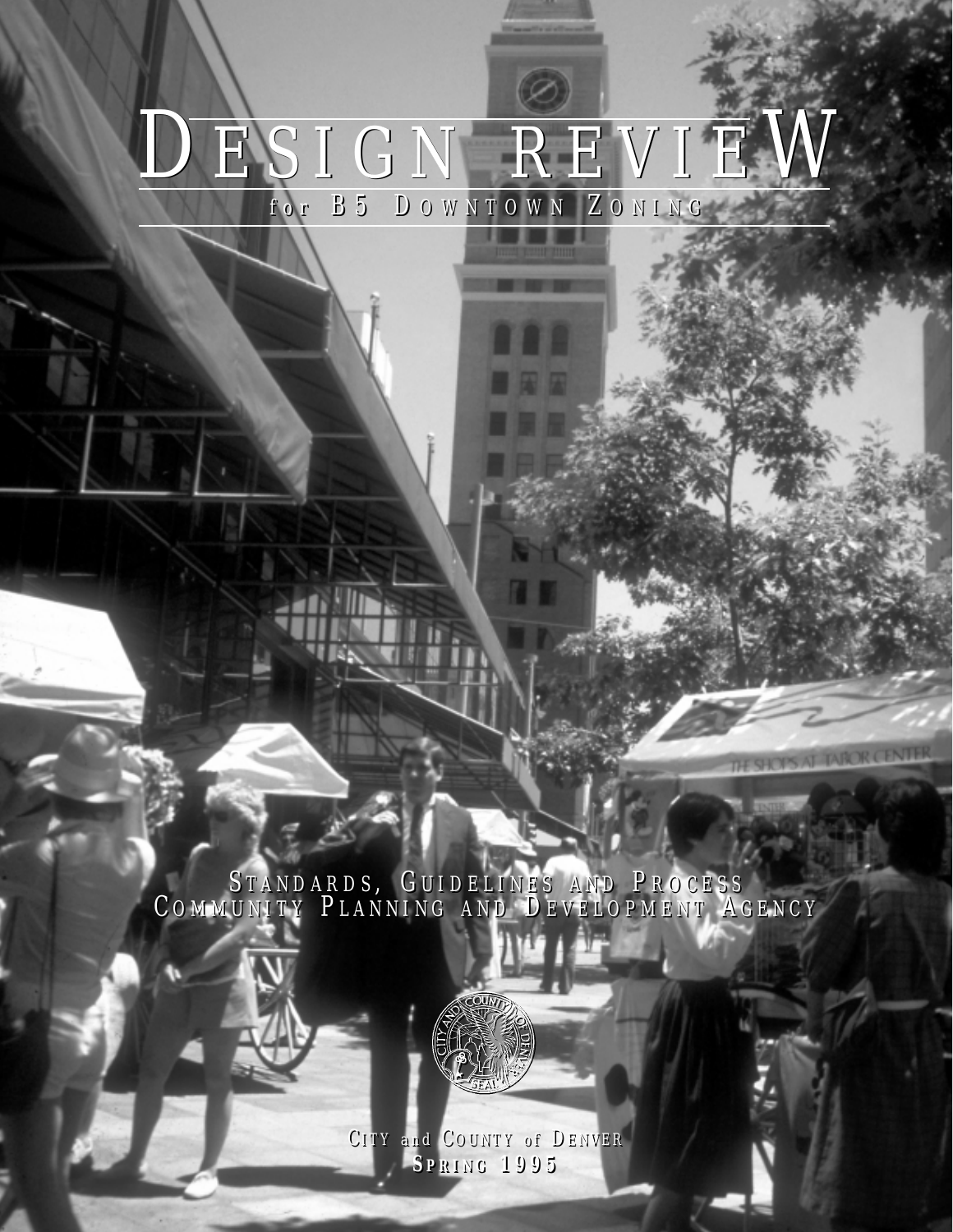# DESIGN REVIEW

## for B5 DOWNTOWN ZONING

STANDARDS, GUIDELINES AND PROCESS

COMMUNITY PLANNING AND DEVELOPMENT AGENCY

CITY and COUNTY of DENVER

SPRING 1995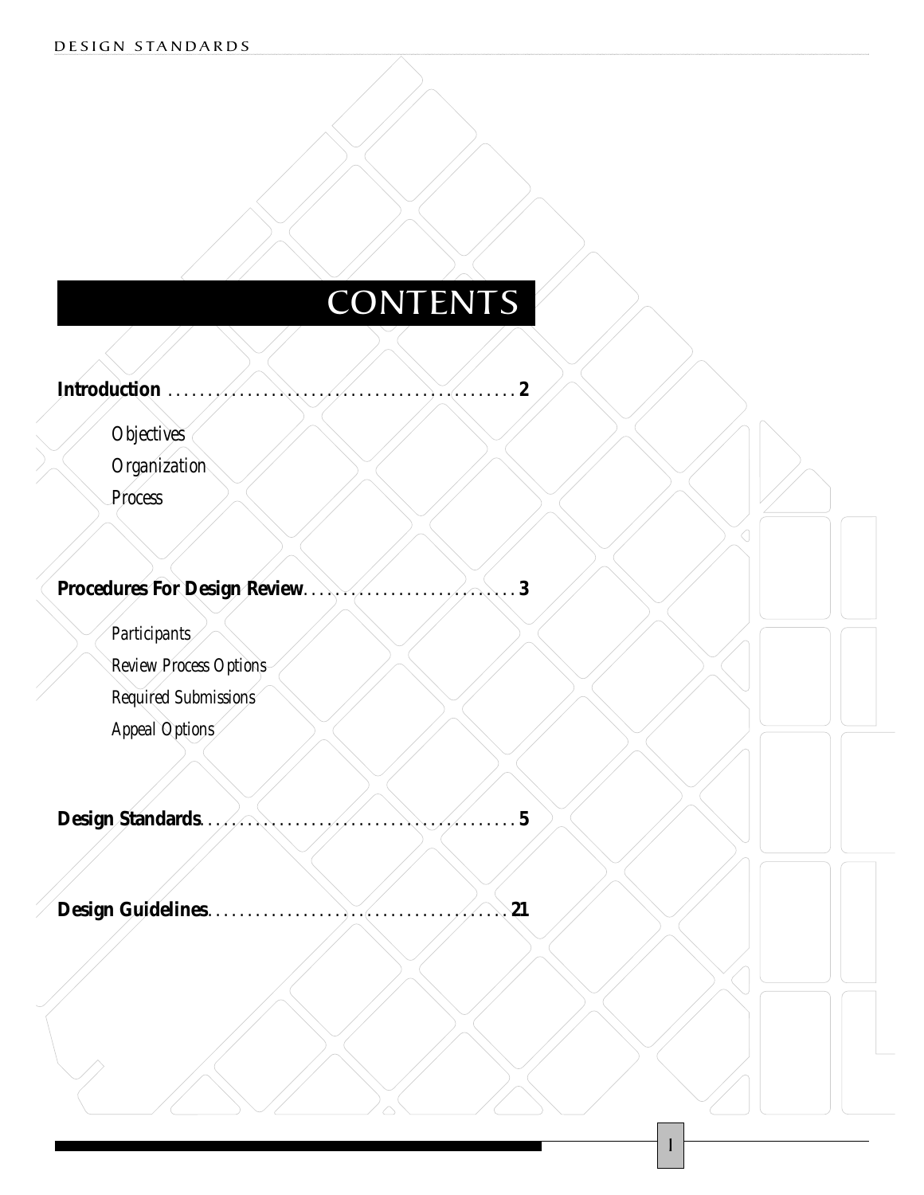# CONTENTS

**Introduction** . . . . . . . . . . . . . . . . . . . . . . . . . . . . . . . . . . . . . . . . . . . . **2**

*Objectives*

*Organization*

*Process*

**Procedures For Design Review** . . . . . . . . . . . . . . . . . . . . . . . . . . . . **3**

*Participants*

*Review Process Options*

*Required Submissions*

*Appeal Options*

**Design Standards** . . . . . . . . . . . . . . . . . . . . . . . . . . . . . . . . . . . . . . . . **5**

**Design Guidelines** . . . . . . . . . . . . . . . . . . . . . . . . . . . . . . . . . . . . . . . **21**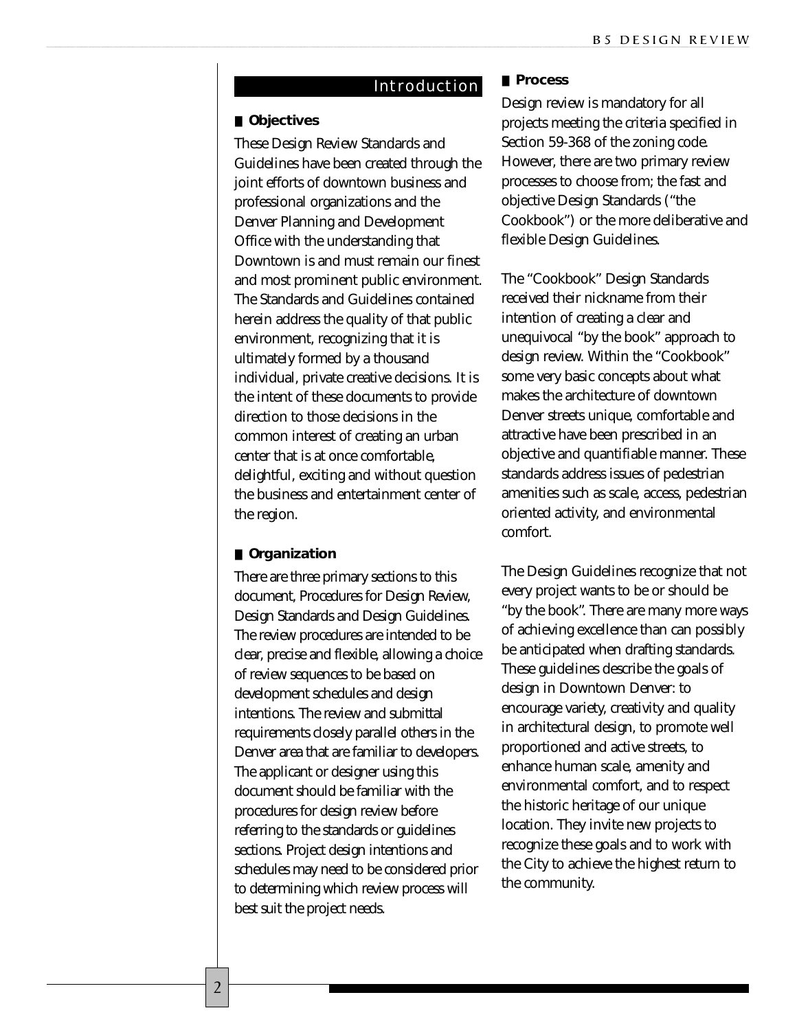## Introduction

### Objectives

These Design Review Standards and Guidelines have been created through the joint efforts of downtown business and professional organizations and the Denver Planning and Development Office with the understanding that Downtown is and must remain our finest and most prominent public environment. The Standards and Guidelines contained herein address the quality of that public environment, recognizing that it is ultimately formed by a thousand individual, private creative decisions. It is the intent of these documents to provide direction to those decisions in the common interest of creating an urban center that is at once comfortable, delightful, exciting and without question the business and entertainment center of the region.

### Organization

There are three primary sections to this document, Procedures for Design Review, Design Standards and Design Guidelines. The review procedures are intended to be clear, precise and flexible, allowing a choice of review sequences to be based on development schedules and design intentions. The review and submittal requirements closely parallel others in the Denver area that are familiar to developers. The applicant or designer using this document should be familiar with the procedures for design review before referring to the standards or guidelines sections. Project design intentions and schedules may need to be considered prior to determining which review process will best suit the project needs.

### Process

Design review is mandatory for all projects meeting the criteria specified in Section 59-368 of the zoning code. However, there are two primary review processes to choose from; the fast and objective Design Standards ("the Cookbook") or the more deliberative and flexible Design Guidelines.

The "Cookbook" Design Standards received their nickname from their intention of creating a clear and unequivocal "by the book" approach to design review. Within the "Cookbook" some very basic concepts about what makes the architecture of downtown Denver streets unique, comfortable and attractive have been prescribed in an objective and quantifiable manner. These standards address issues of pedestrian amenities such as scale, access, pedestrian oriented activity, and environmental comfort.

The Design Guidelines recognize that not every project wants to be or should be "by the book". There are many more ways of achieving excellence than can possibly be anticipated when drafting standards. These guidelines describe the goals of design in Downtown Denver: to encourage variety, creativity and quality in architectural design, to promote well proportioned and active streets, to enhance human scale, amenity and environmental comfort, and to respect the historic heritage of our unique location. They invite new projects to recognize these goals and to work with the City to achieve the highest return to the community.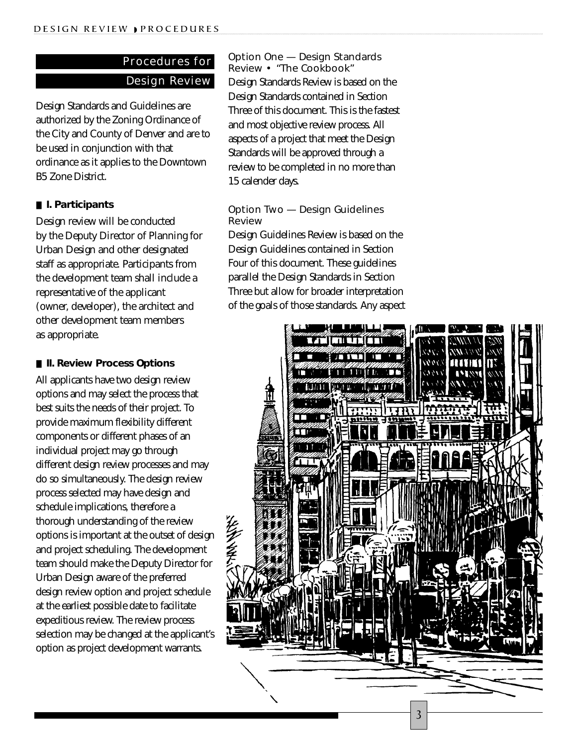## Procedures for Design Review

Design Standards and Guidelines are authorized by the Zoning Ordinance of the City and County of Denver and are to be used in conjunction with that ordinance as it applies to the Downtown B5 Zone District.

### I. Participants

Design review will be conducted by the Deputy Director of Planning for Urban Design and other designated staff as appropriate. Participants from the development team shall include a representative of the applicant (owner, developer), the architect and other development team members as appropriate.

### II. Review Process Options

All applicants have two design review options and may select the process that best suits the needs of their project. To provide maximum flexibility different components or different phases of an individual project may go through different design review processes and may do so simultaneously. The design review process selected may have design and schedule implications, therefore a thorough understanding of the review options is important at the outset of design and project scheduling. The development team should make the Deputy Director for Urban Design aware of the preferred design review option and project schedule at the earliest possible date to facilitate expeditious review. The review process selection may be changed at the applicant's option as project development warrants.

#### Option One — Design Standards Review • "The Cookbook"

Design Standards Review is based on the Design Standards contained in Section Three of this document. This is the fastest and most objective review process. All aspects of a project that meet the Design Standards will be approved through a review to be completed in no more than 15 calender days.

#### Option Two — Design Guidelines Review

Design Guidelines Review is based on the Design Guidelines contained in Section Four of this document. These guidelines parallel the Design Standards in Section Three but allow for broader interpretation of the goals of those standards. Any aspect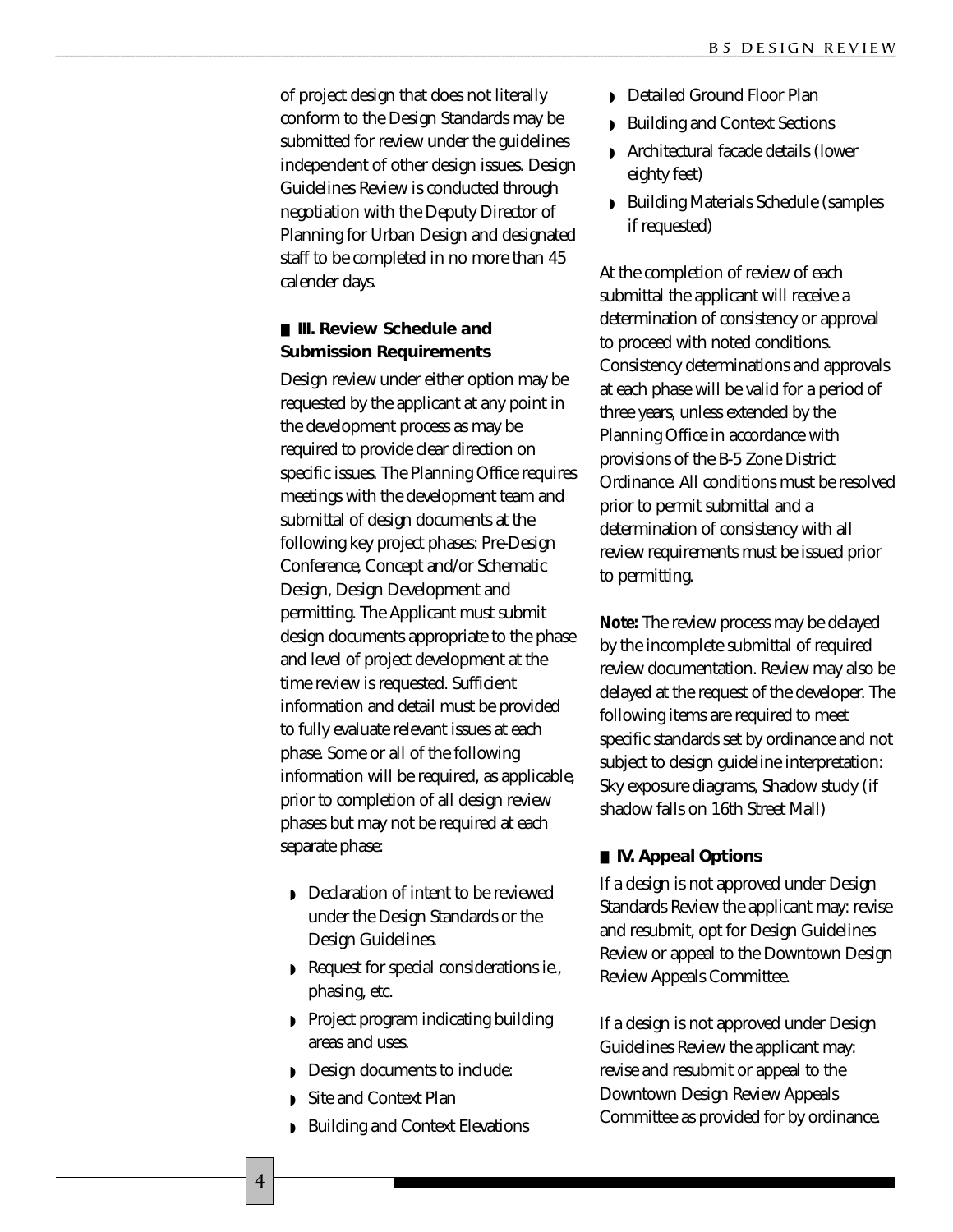of project design that does not literally conform to the Design Standards may be submitted for review under the guidelines independent of other design issues. Design Guidelines Review is conducted through negotiation with the Deputy Director of Planning for Urban Design and designated staff to be completed in no more than 45 calender days.

## III. Review Schedule and Submission Requirements

Design review under either option may be requested by the applicant at any point in the development process as may be required to provide clear direction on specific issues. The Planning Office requires meetings with the development team and submittal of design documents at the following key project phases: Pre-Design Conference, Concept and/or Schematic Design, Design Development and permitting. The Applicant must submit design documents appropriate to the phase and level of project development at the time review is requested. Sufficient information and detail must be provided to fully evaluate relevant issues at each phase. Some or all of the following information will be required, as applicable, prior to completion of all design review phases but may not be required at each separate phase:

- Declaration of intent to be reviewed under the Design Standards or the Design Guidelines.
- Request for special considerations ie., phasing, etc.
- Project program indicating building areas and uses.
- Design documents to include:
- Site and Context Plan
- Building and Context Elevations
- Detailed Ground Floor Plan
- Building and Context Sections
- Architectural facade details (lower eighty feet)
- Building Materials Schedule (samples if requested)

At the completion of review of each submittal the applicant will receive a determination of consistency or approval to proceed with noted conditions. Consistency determinations and approvals at each phase will be valid for a period of three years, unless extended by the Planning Office in accordance with provisions of the B-5 Zone District Ordinance. All conditions must be resolved prior to permit submittal and a determination of consistency with all review requirements must be issued prior to permitting.

**Note:** The review process may be delayed by the incomplete submittal of required review documentation. Review may also be delayed at the request of the developer. The following items are required to meet specific standards set by ordinance and not subject to design guideline interpretation: Sky exposure diagrams, Shadow study (if shadow falls on 16th Street Mall)

## IV. Appeal Options

If a design is not approved under Design Standards Review the applicant may: revise and resubmit, opt for Design Guidelines Review or appeal to the Downtown Design Review Appeals Committee.

If a design is not approved under Design Guidelines Review the applicant may: revise and resubmit or appeal to the Downtown Design Review Appeals Committee as provided for by ordinance.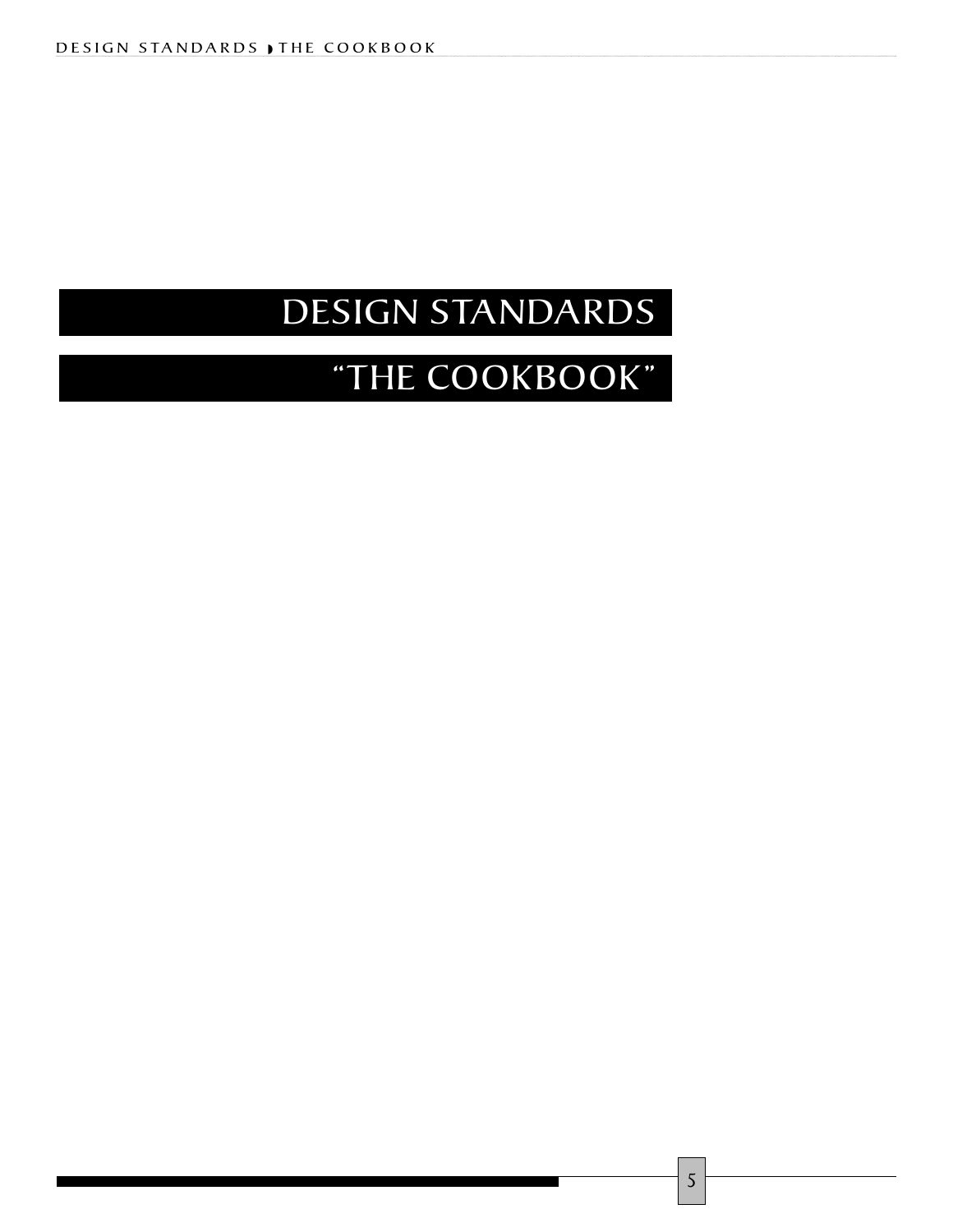# DESIGN STANDARDS

## "THE COOKBOOK"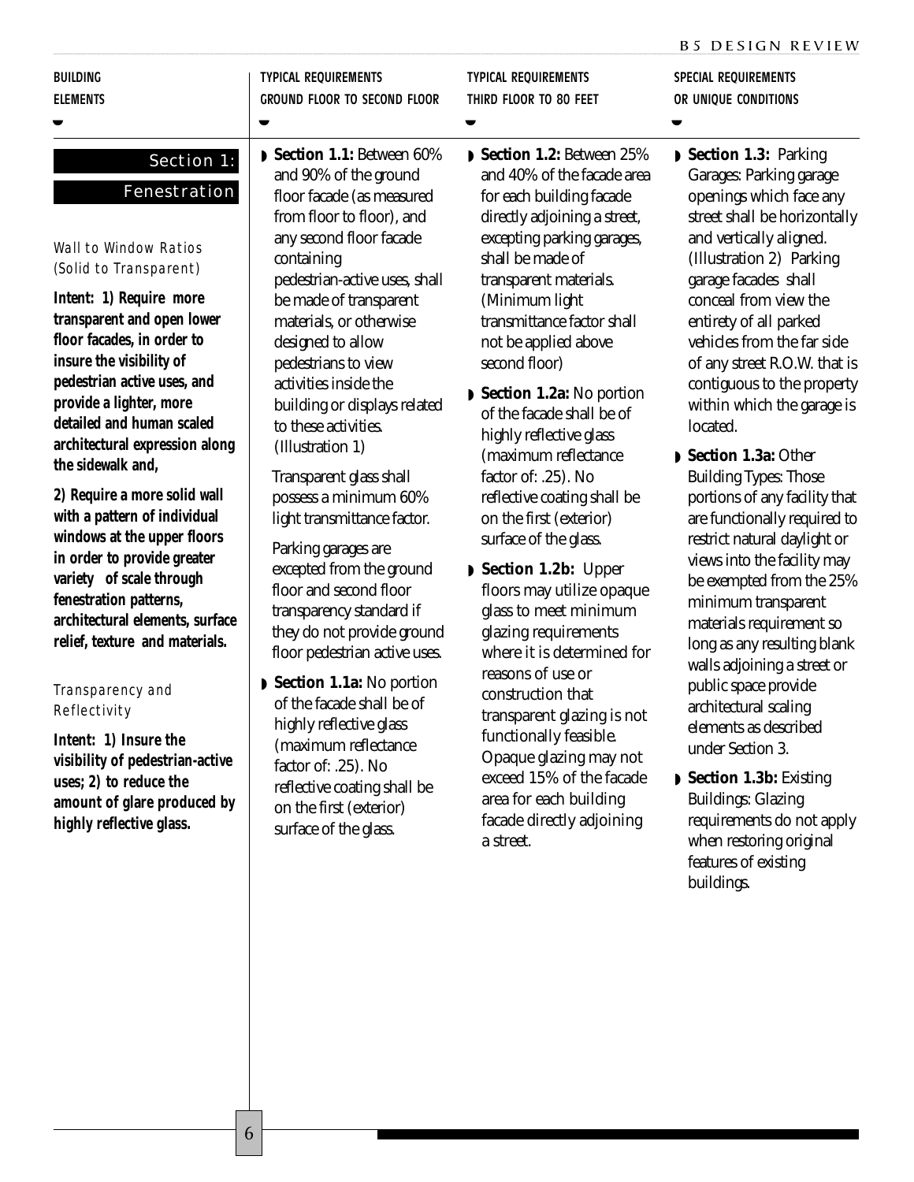| BUILDING ELEMENTS | TYPICAL REQUIREMENTS GROUND FLOOR TO SECOND FLOOR | TYPICAL REQUIREMENTS THIRD FLOOR TO 80 FEET | SPECIAL REQUIREMENTS OR UNIQUE CONDITIONS |
| --- | --- | --- | --- |

## Section 1: Fenestration

### Wall to Window Ratios (Solid to Transparent)

**Intent: 1) Require more transparent and open lower floor facades, in order to insure the visibility of pedestrian active uses, and provide a lighter, more detailed and human scaled architectural expression along the sidewalk and,**

**2) Require a more solid wall with a pattern of individual windows at the upper floors in order to provide greater variety of scale through fenestration patterns, architectural elements, surface relief, texture and materials.**

### Transparency and Reflectivity

**Intent: 1) Insure the visibility of pedestrian-active uses; 2) to reduce the amount of glare produced by highly reflective glass.**

### Typical Requirements — Ground Floor to Second Floor

- **Section 1.1:** Between 60% and 90% of the ground floor facade (as measured from floor to floor), and any second floor facade containing pedestrian-active uses, shall be made of transparent materials, or otherwise designed to allow pedestrians to view activities inside the building or displays related to these activities. (Illustration 1)

  Transparent glass shall possess a minimum 60% light transmittance factor.

  Parking garages are excepted from the ground floor and second floor transparency standard if they do not provide ground floor pedestrian active uses.

- **Section 1.1a:** No portion of the facade shall be of highly reflective glass (maximum reflectance factor of: .25). No reflective coating shall be on the first (exterior) surface of the glass.

### Typical Requirements — Third Floor to 80 Feet

- **Section 1.2:** Between 25% and 40% of the facade area for each building facade directly adjoining a street, excepting parking garages, shall be made of transparent materials. (Minimum light transmittance factor shall not be applied above second floor)

- **Section 1.2a:** No portion of the facade shall be of highly reflective glass (maximum reflectance factor of: .25). No reflective coating shall be on the first (exterior) surface of the glass.

- **Section 1.2b:** Upper floors may utilize opaque glass to meet minimum glazing requirements where it is determined for reasons of use or construction that transparent glazing is not functionally feasible. Opaque glazing may not exceed 15% of the facade area for each building facade directly adjoining a street.

### Special Requirements or Unique Conditions

- **Section 1.3:** Parking Garages: Parking garage openings which face any street shall be horizontally and vertically aligned. (Illustration 2) Parking garage facades shall conceal from view the entirety of all parked vehicles from the far side of any street R.O.W. that is contiguous to the property within which the garage is located.

- **Section 1.3a:** Other Building Types: Those portions of any facility that are functionally required to restrict natural daylight or views into the facility may be exempted from the 25% minimum transparent materials requirement so long as any resulting blank walls adjoining a street or public space provide architectural scaling elements as described under Section 3.

- **Section 1.3b:** Existing Buildings: Glazing requirements do not apply when restoring original features of existing buildings.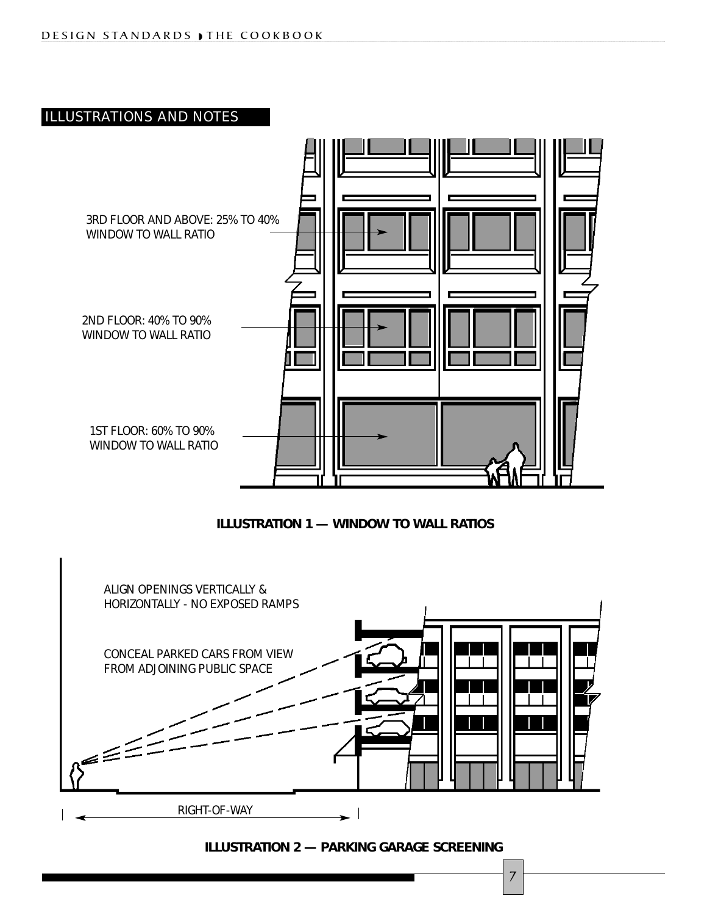## ILLUSTRATIONS AND NOTES

3RD FLOOR AND ABOVE: 25% TO 40% WINDOW TO WALL RATIO

2ND FLOOR: 40% TO 90% WINDOW TO WALL RATIO

1ST FLOOR: 60% TO 90% WINDOW TO WALL RATIO

**ILLUSTRATION 1 — WINDOW TO WALL RATIOS**

ALIGN OPENINGS VERTICALLY & HORIZONTALLY - NO EXPOSED RAMPS

CONCEAL PARKED CARS FROM VIEW FROM ADJOINING PUBLIC SPACE

RIGHT-OF-WAY

**ILLUSTRATION 2 — PARKING GARAGE SCREENING**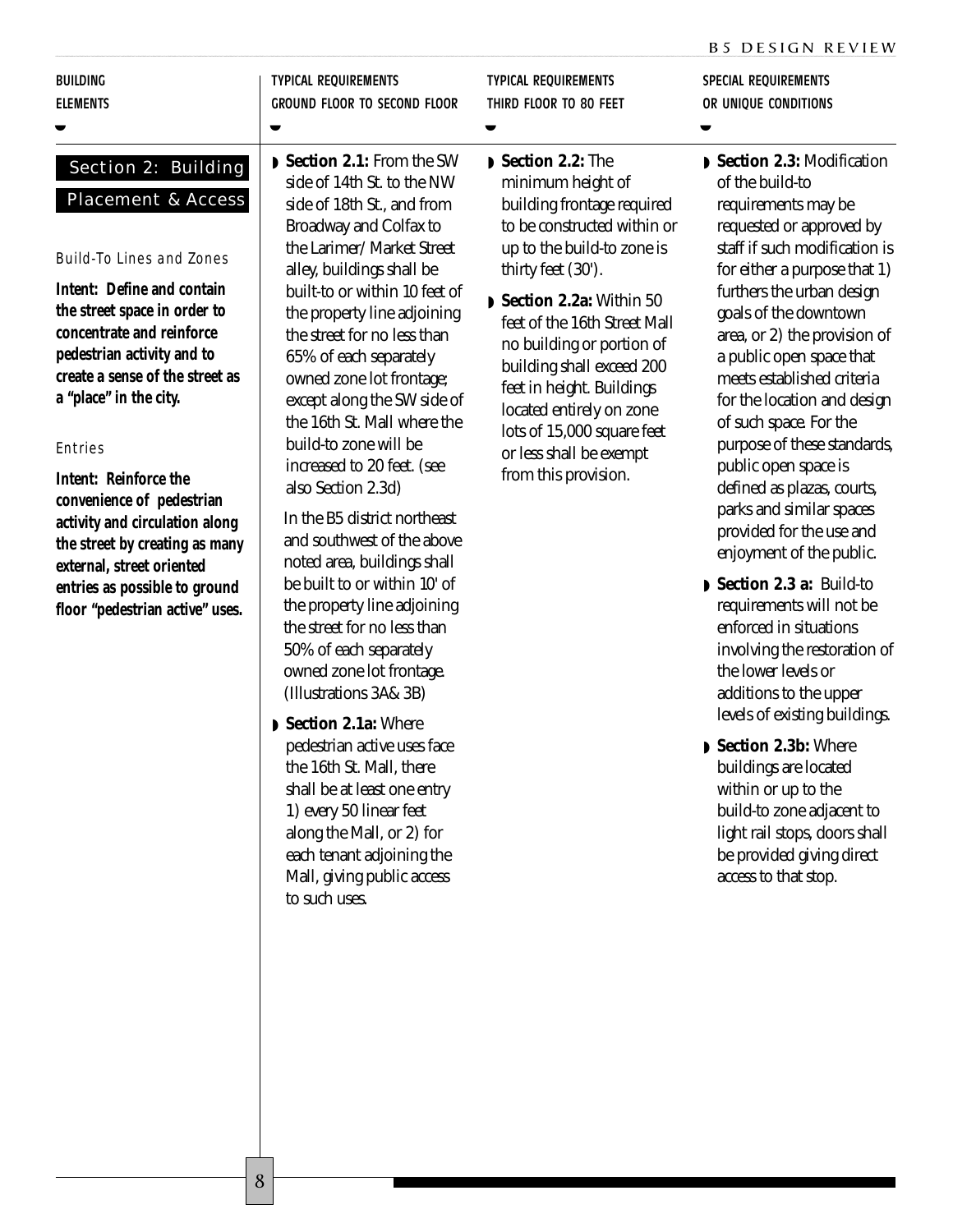| BUILDING ELEMENTS | TYPICAL REQUIREMENTS GROUND FLOOR TO SECOND FLOOR | TYPICAL REQUIREMENTS THIRD FLOOR TO 80 FEET | SPECIAL REQUIREMENTS OR UNIQUE CONDITIONS |
|---|---|---|---|

## Section 2: Building Placement & Access

### Build-To Lines and Zones

**Intent: Define and contain the street space in order to concentrate and reinforce pedestrian activity and to create a sense of the street as a "place" in the city.**

### Entries

**Intent: Reinforce the convenience of pedestrian activity and circulation along the street by creating as many external, street oriented entries as possible to ground floor "pedestrian active" uses.**

#### Typical Requirements — Ground Floor to Second Floor

- **Section 2.1:** From the SW side of 14th St. to the NW side of 18th St., and from Broadway and Colfax to the Larimer/Market Street alley, buildings shall be built-to or within 10 feet of the property line adjoining the street for no less than 65% of each separately owned zone lot frontage; except along the SW side of the 16th St. Mall where the build-to zone will be increased to 20 feet. (see also Section 2.3d)

  In the B5 district northeast and southwest of the above noted area, buildings shall be built to or within 10' of the property line adjoining the street for no less than 50% of each separately owned zone lot frontage. (Illustrations 3A& 3B)

- **Section 2.1a:** Where pedestrian active uses face the 16th St. Mall, there shall be at least one entry 1) every 50 linear feet along the Mall, or 2) for each tenant adjoining the Mall, giving public access to such uses.

#### Typical Requirements — Third Floor to 80 Feet

- **Section 2.2:** The minimum height of building frontage required to be constructed within or up to the build-to zone is thirty feet (30').

- **Section 2.2a:** Within 50 feet of the 16th Street Mall no building or portion of building shall exceed 200 feet in height. Buildings located entirely on zone lots of 15,000 square feet or less shall be exempt from this provision.

#### Special Requirements or Unique Conditions

- **Section 2.3:** Modification of the build-to requirements may be requested or approved by staff if such modification is for either a purpose that 1) furthers the urban design goals of the downtown area, or 2) the provision of a public open space that meets established criteria for the location and design of such space. For the purpose of these standards, public open space is defined as plazas, courts, parks and similar spaces provided for the use and enjoyment of the public.

- **Section 2.3 a:** Build-to requirements will not be enforced in situations involving the restoration of the lower levels or additions to the upper levels of existing buildings.

- **Section 2.3b:** Where buildings are located within or up to the build-to zone adjacent to light rail stops, doors shall be provided giving direct access to that stop.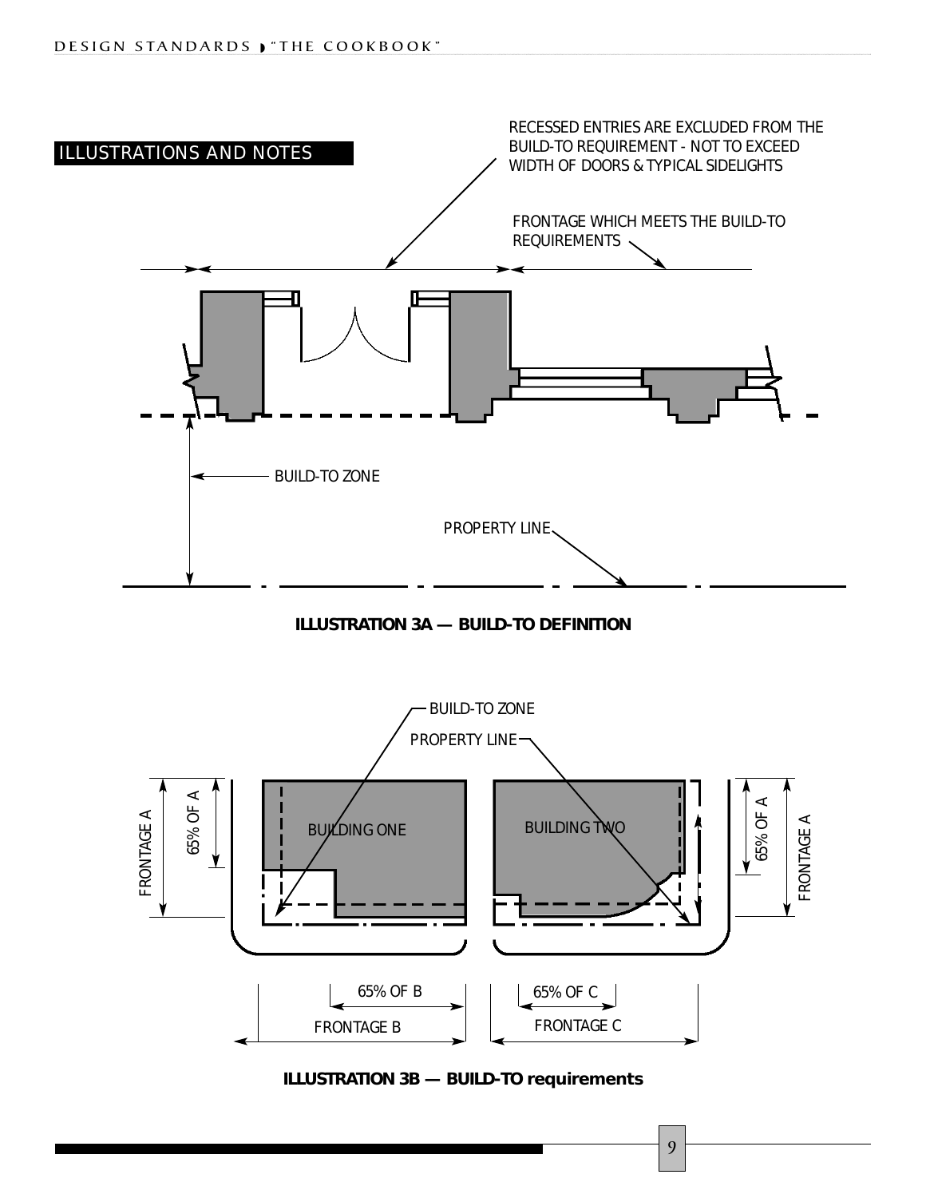## ILLUSTRATIONS AND NOTES

RECESSED ENTRIES ARE EXCLUDED FROM THE BUILD-TO REQUIREMENT - NOT TO EXCEED WIDTH OF DOORS & TYPICAL SIDELIGHTS

FRONTAGE WHICH MEETS THE BUILD-TO REQUIREMENTS

BUILD-TO ZONE

PROPERTY LINE

**ILLUSTRATION 3A — BUILD-TO DEFINITION**

BUILD-TO ZONE

PROPERTY LINE

BUILDING ONE

BUILDING TWO

FRONTAGE A

65% OF A

65% OF B

FRONTAGE B

65% OF C

FRONTAGE C

**ILLUSTRATION 3B — BUILD-TO requirements**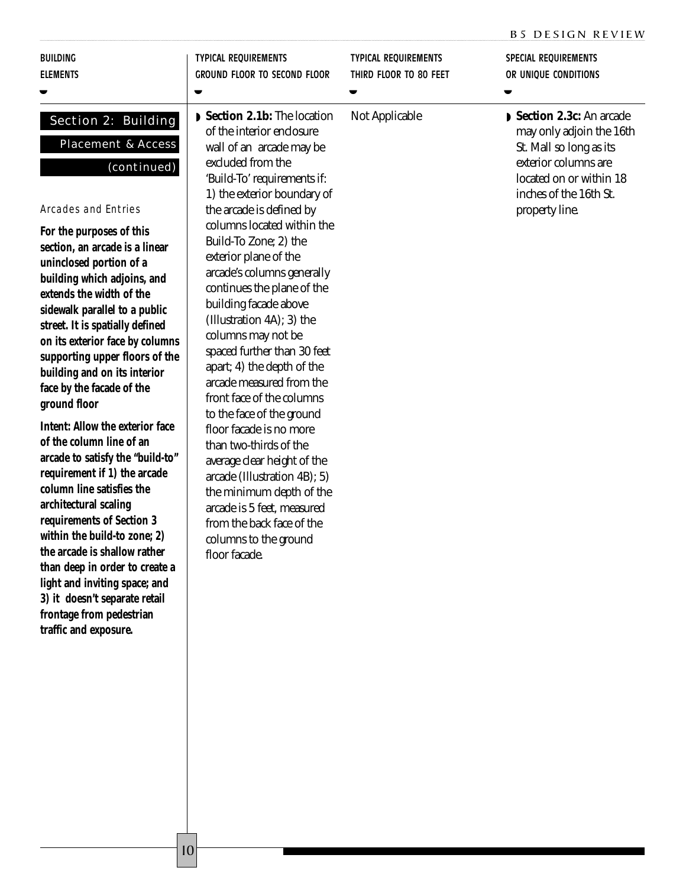| BUILDING ELEMENTS | TYPICAL REQUIREMENTS GROUND FLOOR TO SECOND FLOOR | TYPICAL REQUIREMENTS THIRD FLOOR TO 80 FEET | SPECIAL REQUIREMENTS OR UNIQUE CONDITIONS |
| --- | --- | --- | --- |
| **Section 2: Building Placement & Access (continued)**<br><br>*Arcades and Entries*<br><br>**For the purposes of this section, an arcade is a linear uninclosed portion of a building which adjoins, and extends the width of the sidewalk parallel to a public street. It is spatially defined on its exterior face by columns supporting upper floors of the building and on its interior face by the facade of the ground floor**<br><br>**Intent: Allow the exterior face of the column line of an arcade to satisfy the "build-to" requirement if 1) the arcade column line satisfies the architectural scaling requirements of Section 3 within the build-to zone; 2) the arcade is shallow rather than deep in order to create a light and inviting space; and 3) it doesn't separate retail frontage from pedestrian traffic and exposure.** | **Section 2.1b:** The location of the interior enclosure wall of an arcade may be excluded from the 'Build-To' requirements if: 1) the exterior boundary of the arcade is defined by columns located within the Build-To Zone; 2) the exterior plane of the arcade's columns generally continues the plane of the building facade above (Illustration 4A); 3) the columns may not be spaced further than 30 feet apart; 4) the depth of the arcade measured from the front face of the columns to the face of the ground floor facade is no more than two-thirds of the average clear height of the arcade (Illustration 4B); 5) the minimum depth of the arcade is 5 feet, measured from the back face of the columns to the ground floor facade. | Not Applicable | **Section 2.3c:** An arcade may only adjoin the 16th St. Mall so long as its exterior columns are located on or within 18 inches of the 16th St. property line. |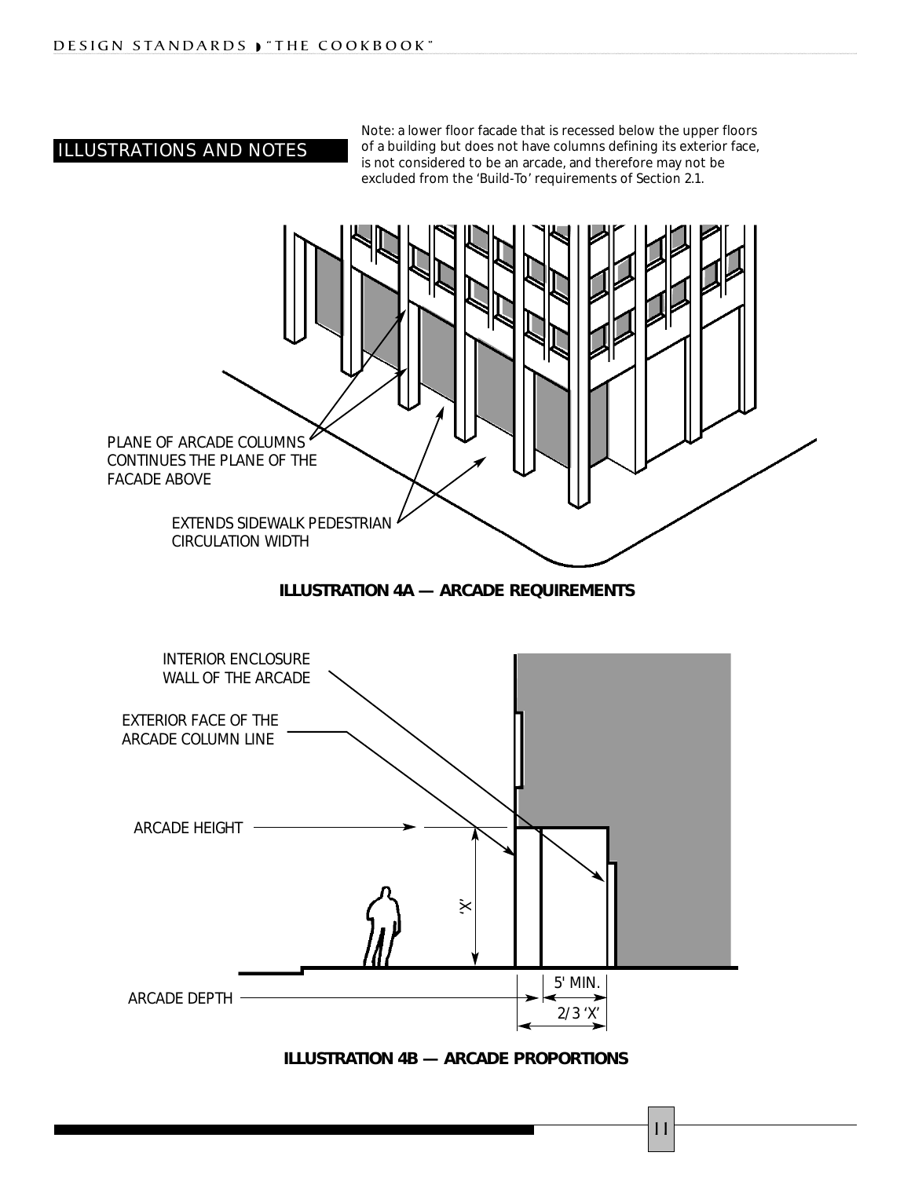## ILLUSTRATIONS AND NOTES

Note: a lower floor facade that is recessed below the upper floors of a building but does not have columns defining its exterior face, is not considered to be an arcade, and therefore may not be excluded from the 'Build-To' requirements of Section 2.1.

PLANE OF ARCADE COLUMNS CONTINUES THE PLANE OF THE FACADE ABOVE

EXTENDS SIDEWALK PEDESTRIAN CIRCULATION WIDTH

**ILLUSTRATION 4A — ARCADE REQUIREMENTS**

INTERIOR ENCLOSURE WALL OF THE ARCADE

EXTERIOR FACE OF THE ARCADE COLUMN LINE

ARCADE HEIGHT

'X'

ARCADE DEPTH

5' MIN.

2/3 'X'

**ILLUSTRATION 4B — ARCADE PROPORTIONS**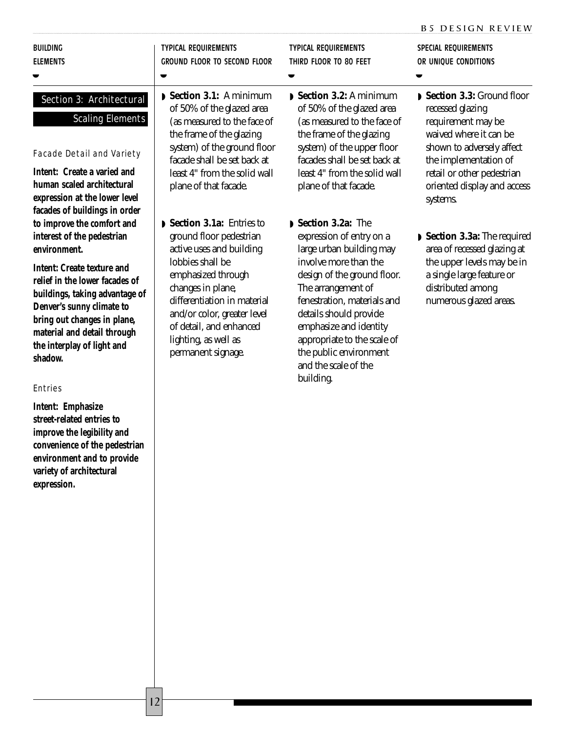| BUILDING ELEMENTS | TYPICAL REQUIREMENTS GROUND FLOOR TO SECOND FLOOR | TYPICAL REQUIREMENTS THIRD FLOOR TO 80 FEET | SPECIAL REQUIREMENTS OR UNIQUE CONDITIONS |
| --- | --- | --- | --- |
| **Section 3: Architectural Scaling Elements** | | | |
| *Facade Detail and Variety*<br><br>**Intent: Create a varied and human scaled architectural expression at the lower level facades of buildings in order to improve the comfort and interest of the pedestrian environment.**<br><br>**Intent: Create texture and relief in the lower facades of buildings, taking advantage of Denver's sunny climate to bring out changes in plane, material and detail through the interplay of light and shadow.** | **Section 3.1:** A minimum of 50% of the glazed area (as measured to the face of the frame of the glazing system) of the ground floor facade shall be set back at least 4" from the solid wall plane of that facade. | **Section 3.2:** A minimum of 50% of the glazed area (as measured to the face of the frame of the glazing system) of the upper floor facades shall be set back at least 4" from the solid wall plane of that facade. | **Section 3.3:** Ground floor recessed glazing requirement may be waived where it can be shown to adversely affect the implementation of retail or other pedestrian oriented display and access systems.<br><br>**Section 3.3a:** The required area of recessed glazing at the upper levels may be in a single large feature or distributed among numerous glazed areas. |
| *Entries*<br><br>**Intent: Emphasize street-related entries to improve the legibility and convenience of the pedestrian environment and to provide variety of architectural expression.** | **Section 3.1a:** Entries to ground floor pedestrian active uses and building lobbies shall be emphasized through changes in plane, differentiation in material and/or color, greater level of detail, and enhanced lighting, as well as permanent signage. | **Section 3.2a:** The expression of entry on a large urban building may involve more than the design of the ground floor. The arrangement of fenestration, materials and details should provide emphasize and identity appropriate to the scale of the public environment and the scale of the building. | |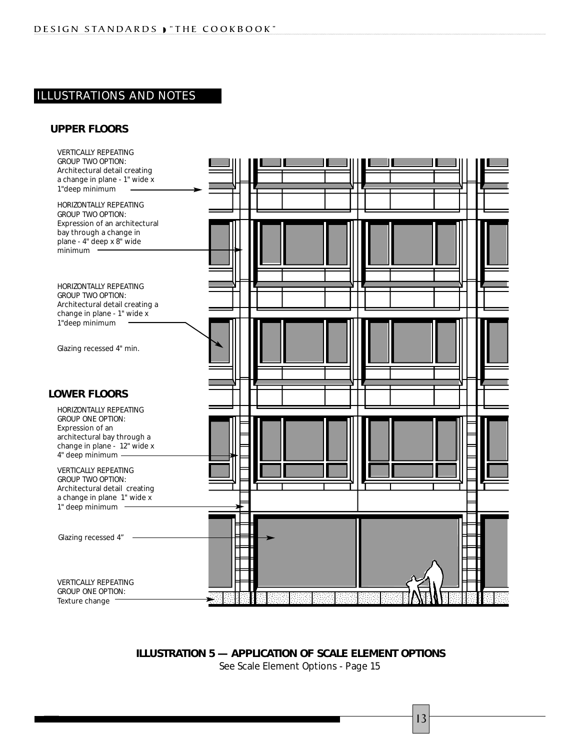## ILLUSTRATIONS AND NOTES

### UPPER FLOORS

VERTICALLY REPEATING GROUP TWO OPTION: Architectural detail creating a change in plane - 1" wide x 1"deep minimum

HORIZONTALLY REPEATING GROUP TWO OPTION: Expression of an architectural bay through a change in plane - 4" deep x 8" wide minimum

HORIZONTALLY REPEATING GROUP TWO OPTION: Architectural detail creating a change in plane - 1" wide x 1"deep minimum

Glazing recessed 4" min.

### LOWER FLOORS

HORIZONTALLY REPEATING GROUP ONE OPTION: Expression of an architectural bay through a change in plane - 12" wide x 4" deep minimum

VERTICALLY REPEATING GROUP TWO OPTION: Architectural detail creating a change in plane 1" wide x 1" deep minimum

Glazing recessed 4"

VERTICALLY REPEATING GROUP ONE OPTION: Texture change

**ILLUSTRATION 5 — APPLICATION OF SCALE ELEMENT OPTIONS**

See Scale Element Options - Page 15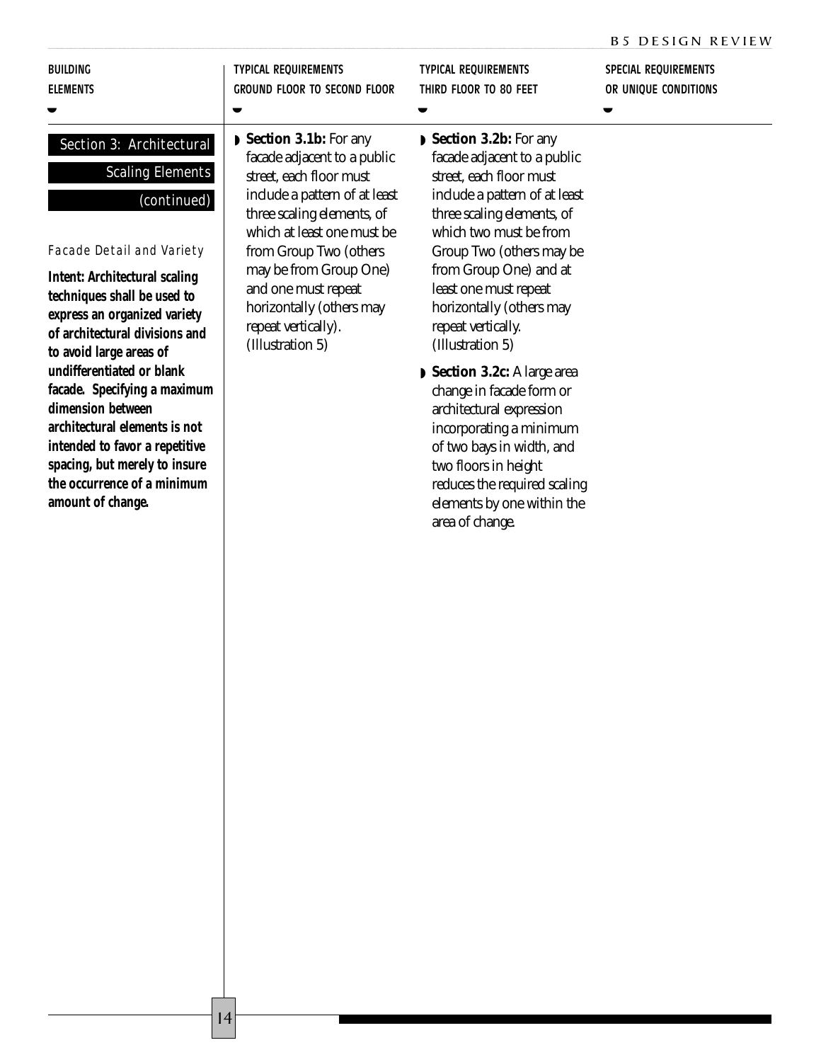| BUILDING ELEMENTS | TYPICAL REQUIREMENTS GROUND FLOOR TO SECOND FLOOR | TYPICAL REQUIREMENTS THIRD FLOOR TO 80 FEET | SPECIAL REQUIREMENTS OR UNIQUE CONDITIONS |
|---|---|---|---|
| **Section 3: Architectural Scaling Elements (continued)**<br><br>*Facade Detail and Variety*<br><br>**Intent: Architectural scaling techniques shall be used to express an organized variety of architectural divisions and to avoid large areas of undifferentiated or blank facade. Specifying a maximum dimension between architectural elements is not intended to favor a repetitive spacing, but merely to insure the occurrence of a minimum amount of change.** | **Section 3.1b:** For any facade adjacent to a public street, each floor must include a pattern of at least three scaling elements, of which at least one must be from Group Two (others may be from Group One) and one must repeat horizontally (others may repeat vertically). (Illustration 5) | **Section 3.2b:** For any facade adjacent to a public street, each floor must include a pattern of at least three scaling elements, of which two must be from Group Two (others may be from Group One) and at least one must repeat horizontally (others may repeat vertically. (Illustration 5)<br><br>**Section 3.2c:** A large area change in facade form or architectural expression incorporating a minimum of two bays in width, and two floors in height reduces the required scaling elements by one within the area of change. | |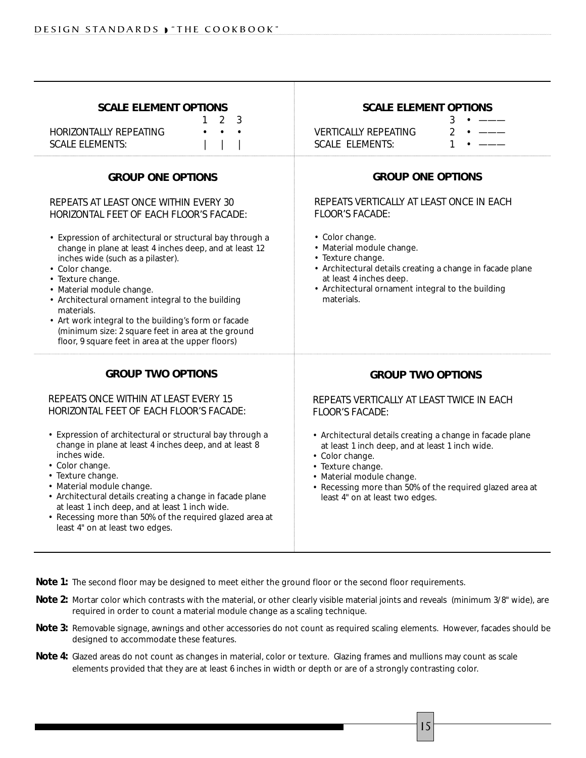## SCALE ELEMENT OPTIONS

HORIZONTALLY REPEATING SCALE ELEMENTS:

```
1 2 3
•  •  •
|  |  |
```

### GROUP ONE OPTIONS

REPEATS AT LEAST ONCE WITHIN EVERY 30 HORIZONTAL FEET OF EACH FLOOR'S FACADE:

- Expression of architectural or structural bay through a change in plane at least 4 inches deep, and at least 12 inches wide (such as a pilaster).
- Color change.
- Texture change.
- Material module change.
- Architectural ornament integral to the building materials.
- Art work integral to the building's form or facade (minimum size: 2 square feet in area at the ground floor, 9 square feet in area at the upper floors)

### GROUP TWO OPTIONS

REPEATS ONCE WITHIN AT LEAST EVERY 15 HORIZONTAL FEET OF EACH FLOOR'S FACADE:

- Expression of architectural or structural bay through a change in plane at least 4 inches deep, and at least 8 inches wide.
- Color change.
- Texture change.
- Material module change.
- Architectural details creating a change in facade plane at least 1 inch deep, and at least 1 inch wide.
- Recessing more than 50% of the required glazed area at least 4" on at least two edges.

## SCALE ELEMENT OPTIONS

VERTICALLY REPEATING SCALE ELEMENTS:

```
3 • ———
2 • ———
1 • ———
```

### GROUP ONE OPTIONS

REPEATS VERTICALLY AT LEAST ONCE IN EACH FLOOR'S FACADE:

- Color change.
- Material module change.
- Texture change.
- Architectural details creating a change in facade plane at least 4 inches deep.
- Architectural ornament integral to the building materials.

### GROUP TWO OPTIONS

REPEATS VERTICALLY AT LEAST TWICE IN EACH FLOOR'S FACADE:

- Architectural details creating a change in facade plane at least 1 inch deep, and at least 1 inch wide.
- Color change.
- Texture change.
- Material module change.
- Recessing more than 50% of the required glazed area at least 4" on at least two edges.

**Note 1:** The second floor may be designed to meet either the ground floor or the second floor requirements.

**Note 2:** Mortar color which contrasts with the material, or other clearly visible material joints and reveals (minimum 3/8" wide), are required in order to count a material module change as a scaling technique.

**Note 3:** Removable signage, awnings and other accessories do not count as required scaling elements. However, facades should be designed to accommodate these features.

**Note 4:** Glazed areas do not count as changes in material, color or texture. Glazing frames and mullions may count as scale elements provided that they are at least 6 inches in width or depth or are of a strongly contrasting color.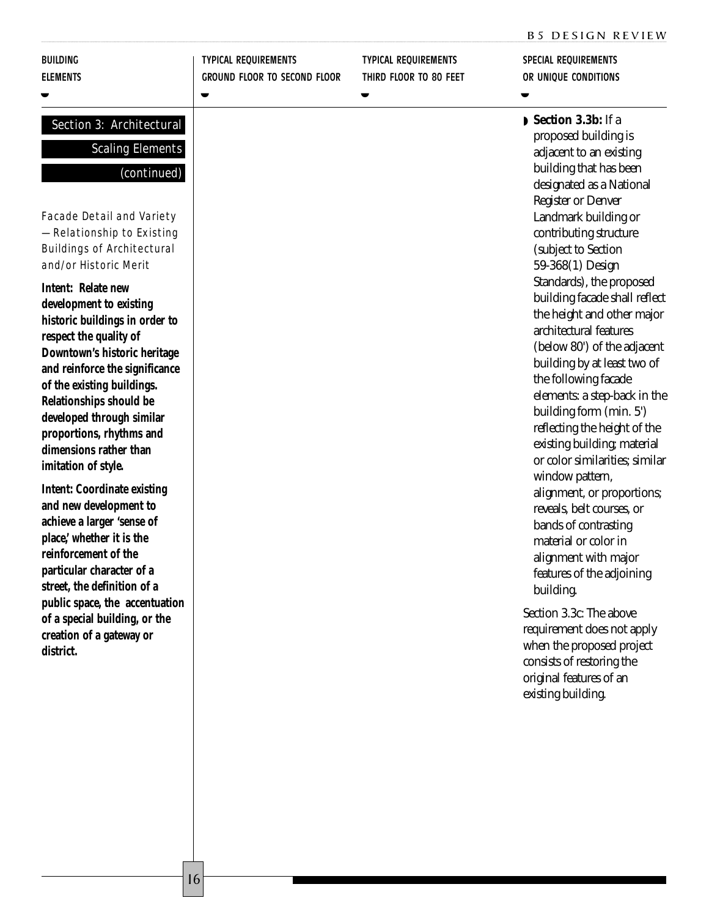| BUILDING ELEMENTS | TYPICAL REQUIREMENTS GROUND FLOOR TO SECOND FLOOR | TYPICAL REQUIREMENTS THIRD FLOOR TO 80 FEET | SPECIAL REQUIREMENTS OR UNIQUE CONDITIONS |
|---|---|---|---|
| **Section 3: Architectural Scaling Elements (continued)**<br><br>*Facade Detail and Variety —Relationship to Existing Buildings of Architectural and/or Historic Merit*<br><br>**Intent: Relate new development to existing historic buildings in order to respect the quality of Downtown's historic heritage and reinforce the significance of the existing buildings. Relationships should be developed through similar proportions, rhythms and dimensions rather than imitation of style.**<br><br>**Intent: Coordinate existing and new development to achieve a larger 'sense of place,' whether it is the reinforcement of the particular character of a street, the definition of a public space, the accentuation of a special building, or the creation of a gateway or district.** | | | **Section 3.3b:** If a proposed building is adjacent to an existing building that has been designated as a National Register or Denver Landmark building or contributing structure (subject to Section 59-368(1) Design Standards), the proposed building facade shall reflect the height and other major architectural features (below 80') of the adjacent building by at least two of the following facade elements: a step-back in the building form (min. 5') reflecting the height of the existing building; material or color similarities; similar window pattern, alignment, or proportions; reveals, belt courses, or bands of contrasting material or color in alignment with major features of the adjoining building.<br><br>Section 3.3c: The above requirement does not apply when the proposed project consists of restoring the original features of an existing building. |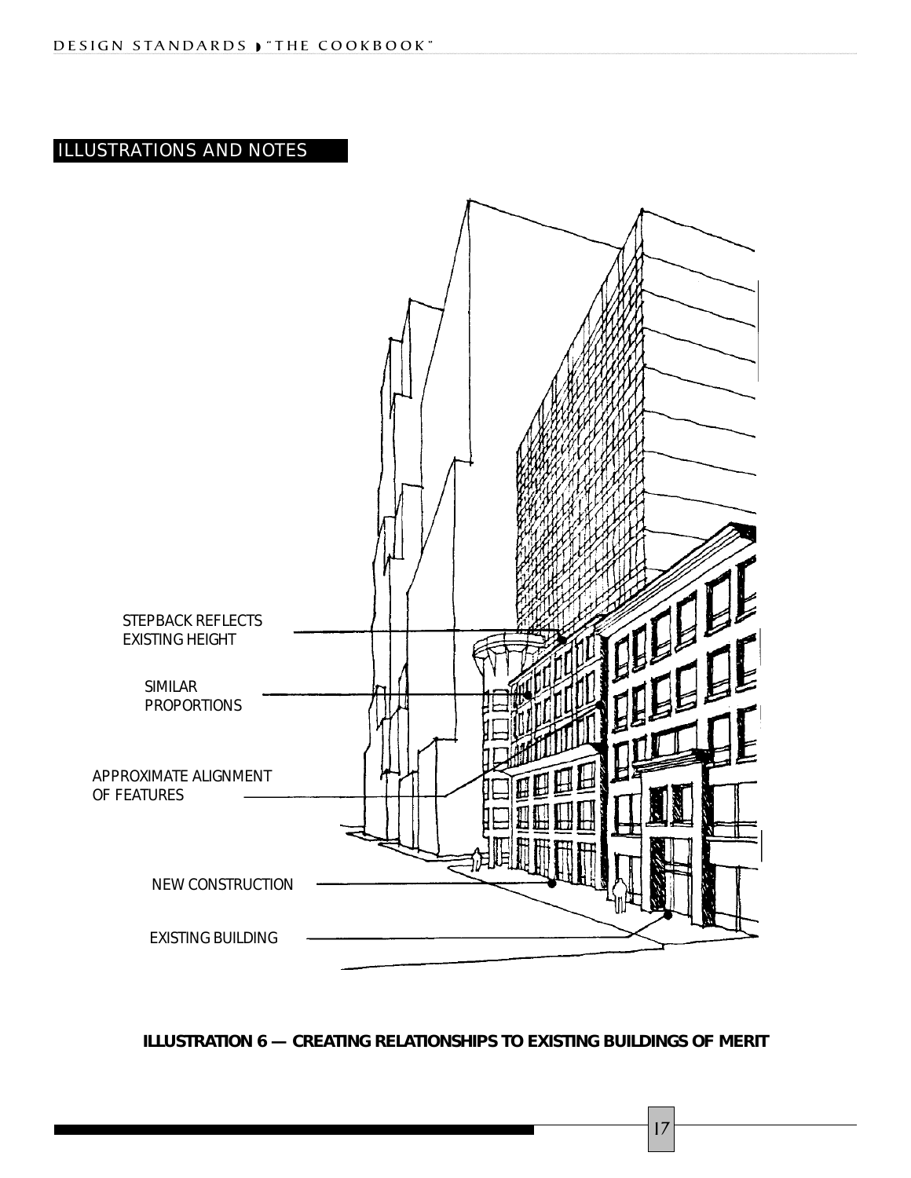## ILLUSTRATIONS AND NOTES

STEPBACK REFLECTS EXISTING HEIGHT

SIMILAR PROPORTIONS

APPROXIMATE ALIGNMENT OF FEATURES

NEW CONSTRUCTION

EXISTING BUILDING

**ILLUSTRATION 6 — CREATING RELATIONSHIPS TO EXISTING BUILDINGS OF MERIT**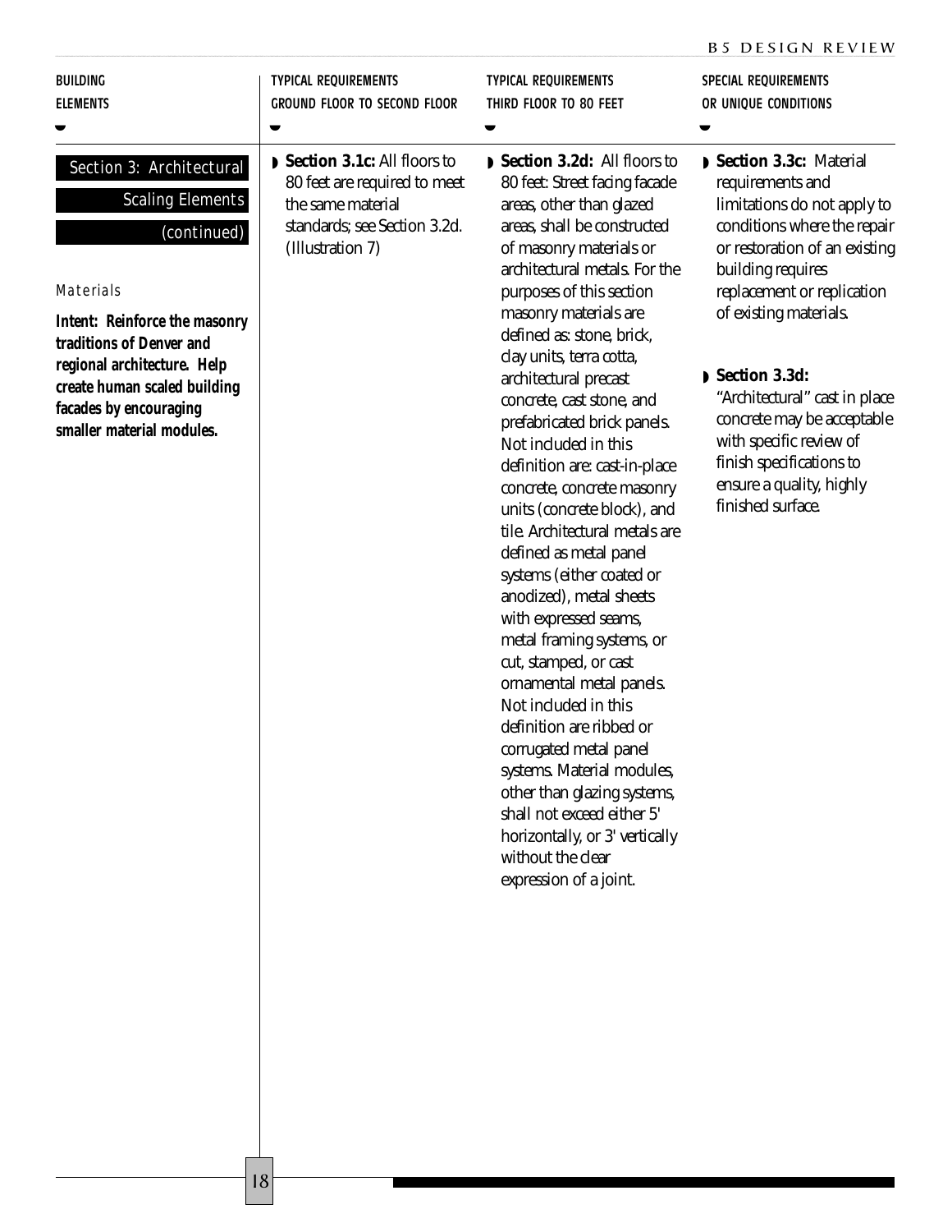| BUILDING ELEMENTS | TYPICAL REQUIREMENTS GROUND FLOOR TO SECOND FLOOR | TYPICAL REQUIREMENTS THIRD FLOOR TO 80 FEET | SPECIAL REQUIREMENTS OR UNIQUE CONDITIONS |
|---|---|---|---|
| **Section 3: Architectural Scaling Elements (continued)**<br><br>*Materials*<br><br>**Intent: Reinforce the masonry traditions of Denver and regional architecture. Help create human scaled building facades by encouraging smaller material modules.** | **Section 3.1c:** All floors to 80 feet are required to meet the same material standards; see Section 3.2d. (Illustration 7) | **Section 3.2d:** All floors to 80 feet: Street facing facade areas, other than glazed areas, shall be constructed of masonry materials or architectural metals. For the purposes of this section masonry materials are defined as: stone, brick, clay units, terra cotta, architectural precast concrete, cast stone, and prefabricated brick panels. Not included in this definition are: cast-in-place concrete, concrete masonry units (concrete block), and tile. Architectural metals are defined as metal panel systems (either coated or anodized), metal sheets with expressed seams, metal framing systems, or cut, stamped, or cast ornamental metal panels. Not included in this definition are ribbed or corrugated metal panel systems. Material modules, other than glazing systems, shall not exceed either 5' horizontally, or 3' vertically without the clear expression of a joint. | **Section 3.3c:** Material requirements and limitations do not apply to conditions where the repair or restoration of an existing building requires replacement or replication of existing materials.<br><br>**Section 3.3d:** "Architectural" cast in place concrete may be acceptable with specific review of finish specifications to ensure a quality, highly finished surface. |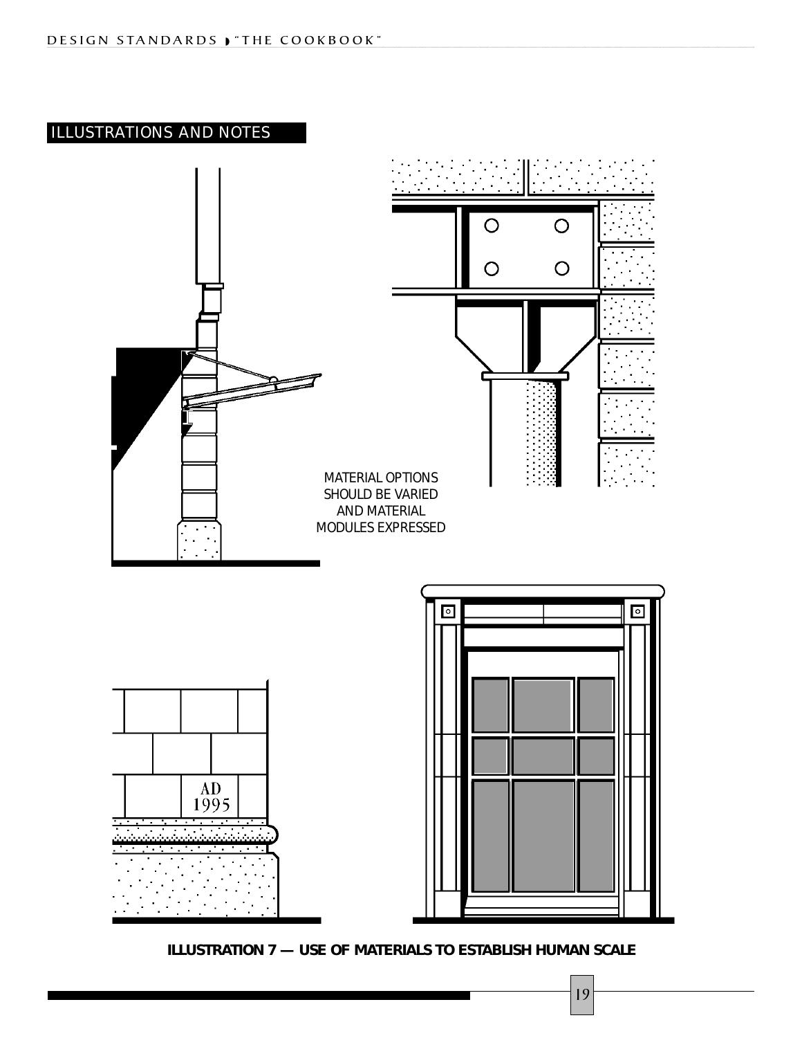## ILLUSTRATIONS AND NOTES

MATERIAL OPTIONS SHOULD BE VARIED AND MATERIAL MODULES EXPRESSED

AD 1995

**ILLUSTRATION 7 — USE OF MATERIALS TO ESTABLISH HUMAN SCALE**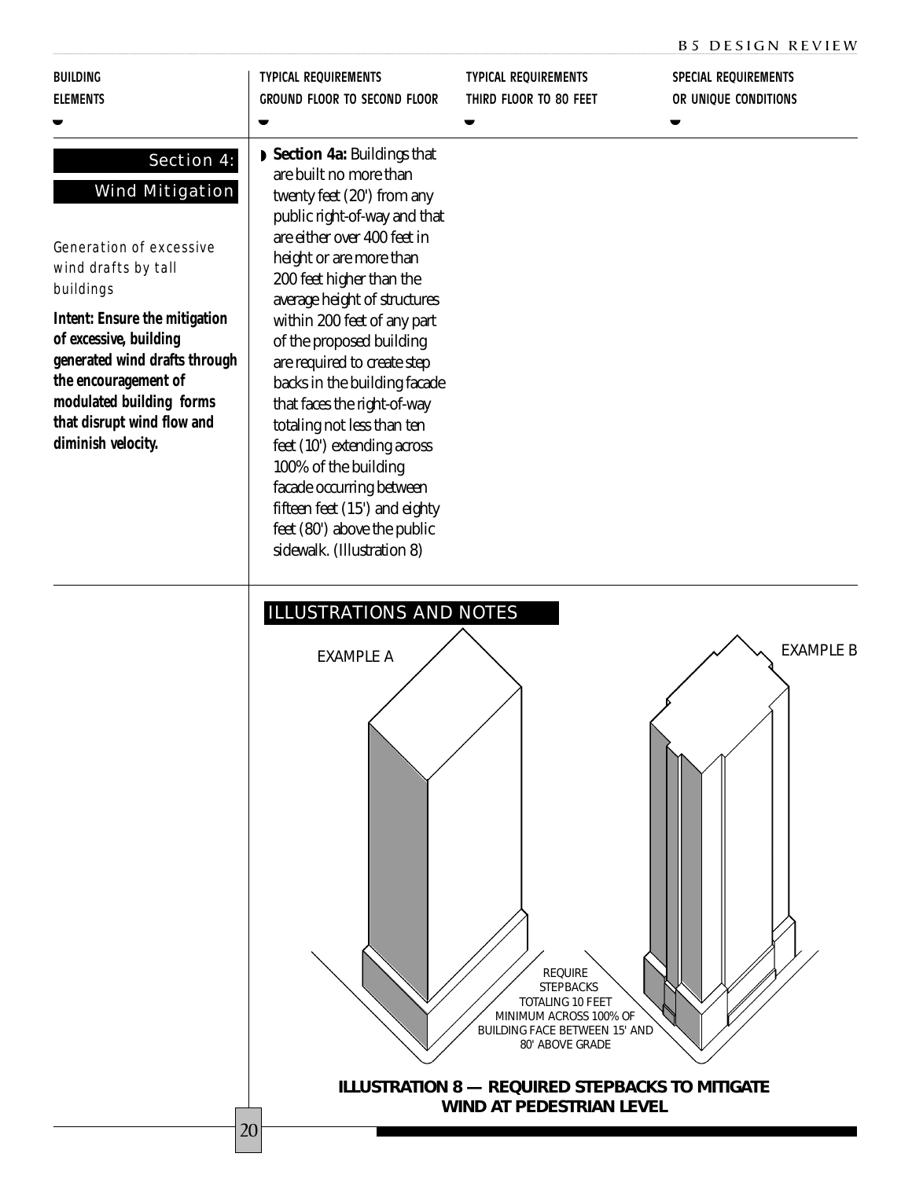| BUILDING ELEMENTS | TYPICAL REQUIREMENTS GROUND FLOOR TO SECOND FLOOR | TYPICAL REQUIREMENTS THIRD FLOOR TO 80 FEET | SPECIAL REQUIREMENTS OR UNIQUE CONDITIONS |
| --- | --- | --- | --- |
| **Section 4: Wind Mitigation**<br><br>*Generation of excessive wind drafts by tall buildings*<br><br>**Intent: Ensure the mitigation of excessive, building generated wind drafts through the encouragement of modulated building forms that disrupt wind flow and diminish velocity.** | **Section 4a:** Buildings that are built no more than twenty feet (20') from any public right-of-way and that are either over 400 feet in height or are more than 200 feet higher than the average height of structures within 200 feet of any part of the proposed building are required to create step backs in the building facade that faces the right-of-way totaling not less than ten feet (10') extending across 100% of the building facade occurring between fifteen feet (15') and eighty feet (80') above the public sidewalk. (Illustration 8) | | |

## ILLUSTRATIONS AND NOTES

EXAMPLE A

EXAMPLE B

REQUIRE STEPBACKS TOTALING 10 FEET MINIMUM ACROSS 100% OF BUILDING FACE BETWEEN 15' AND 80' ABOVE GRADE

**ILLUSTRATION 8 — REQUIRED STEPBACKS TO MITIGATE WIND AT PEDESTRIAN LEVEL**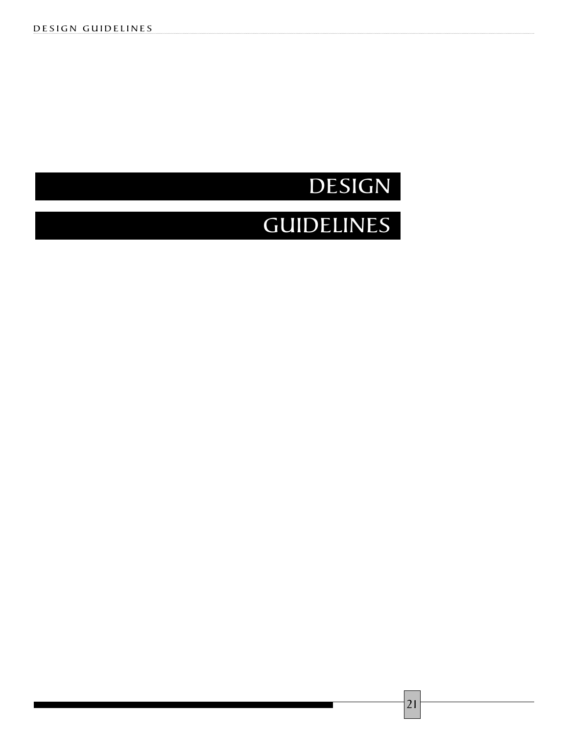# DESIGN GUIDELINES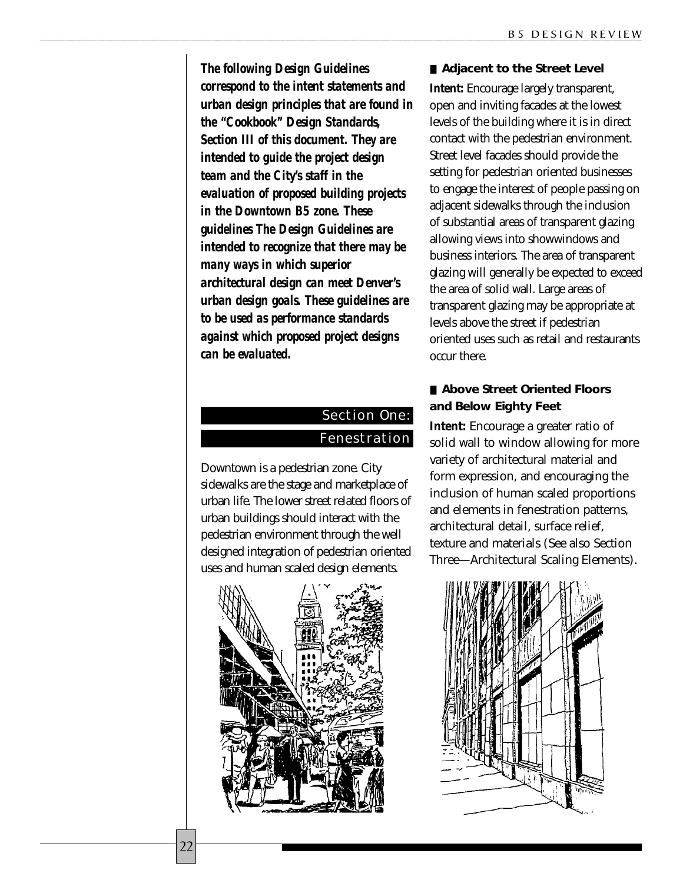***The following Design Guidelines correspond to the intent statements and urban design principles that are found in the "Cookbook" Design Standards, Section III of this document. They are intended to guide the project design team and the City's staff in the evaluation of proposed building projects in the Downtown B5 zone. These guidelines The Design Guidelines are intended to recognize that there may be many ways in which superior architectural design can meet Denver's urban design goals. These guidelines are to be used as performance standards against which proposed project designs can be evaluated.***

## Section One: Fenestration

Downtown is a pedestrian zone. City sidewalks are the stage and marketplace of urban life. The lower street related floors of urban buildings should interact with the pedestrian environment through the well designed integration of pedestrian oriented uses and human scaled design elements.

### Adjacent to the Street Level

**Intent:** Encourage largely transparent, open and inviting facades at the lowest levels of the building where it is in direct contact with the pedestrian environment. Street level facades should provide the setting for pedestrian oriented businesses to engage the interest of people passing on adjacent sidewalks through the inclusion of substantial areas of transparent glazing allowing views into showwindows and business interiors. The area of transparent glazing will generally be expected to exceed the area of solid wall. Large areas of transparent glazing may be appropriate at levels above the street if pedestrian oriented uses such as retail and restaurants occur there.

### Above Street Oriented Floors and Below Eighty Feet

**Intent:** Encourage a greater ratio of solid wall to window allowing for more variety of architectural material and form expression, and encouraging the inclusion of human scaled proportions and elements in fenestration patterns, architectural detail, surface relief, texture and materials (See also Section Three—Architectural Scaling Elements).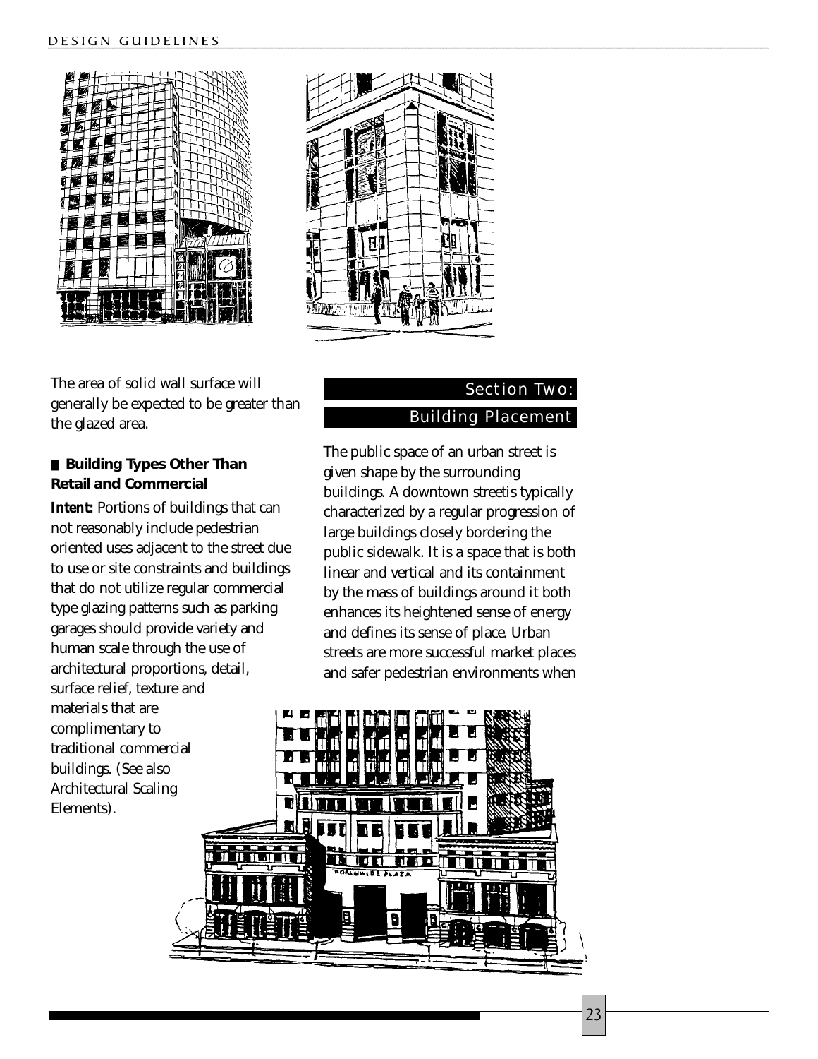The area of solid wall surface will generally be expected to be greater than the glazed area.

### ■ Building Types Other Than Retail and Commercial

**Intent:** Portions of buildings that can not reasonably include pedestrian oriented uses adjacent to the street due to use or site constraints and buildings that do not utilize regular commercial type glazing patterns such as parking garages should provide variety and human scale through the use of architectural proportions, detail, surface relief, texture and materials that are complimentary to traditional commercial buildings. (See also Architectural Scaling Elements).

## Section Two: Building Placement

The public space of an urban street is given shape by the surrounding buildings. A downtown streetis typically characterized by a regular progression of large buildings closely bordering the public sidewalk. It is a space that is both linear and vertical and its containment by the mass of buildings around it both enhances its heightened sense of energy and defines its sense of place. Urban streets are more successful market places and safer pedestrian environments when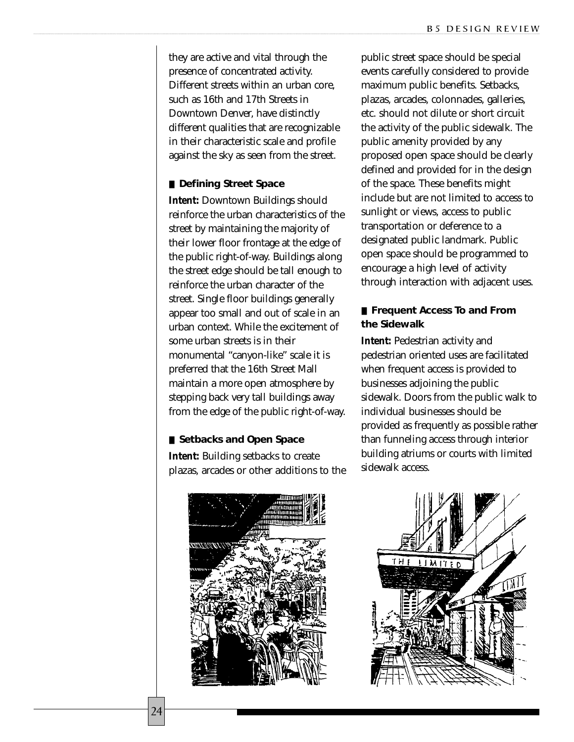they are active and vital through the presence of concentrated activity. Different streets within an urban core, such as 16th and 17th Streets in Downtown Denver, have distinctly different qualities that are recognizable in their characteristic scale and profile against the sky as seen from the street.

## Defining Street Space

**Intent:** Downtown Buildings should reinforce the urban characteristics of the street by maintaining the majority of their lower floor frontage at the edge of the public right-of-way. Buildings along the street edge should be tall enough to reinforce the urban character of the street. Single floor buildings generally appear too small and out of scale in an urban context. While the excitement of some urban streets is in their monumental "canyon-like" scale it is preferred that the 16th Street Mall maintain a more open atmosphere by stepping back very tall buildings away from the edge of the public right-of-way.

## Setbacks and Open Space

**Intent:** Building setbacks to create plazas, arcades or other additions to the public street space should be special events carefully considered to provide maximum public benefits. Setbacks, plazas, arcades, colonnades, galleries, etc. should not dilute or short circuit the activity of the public sidewalk. The public amenity provided by any proposed open space should be clearly defined and provided for in the design of the space. These benefits might include but are not limited to access to sunlight or views, access to public transportation or deference to a designated public landmark. Public open space should be programmed to encourage a high level of activity through interaction with adjacent uses.

## Frequent Access To and From the Sidewalk

**Intent:** Pedestrian activity and pedestrian oriented uses are facilitated when frequent access is provided to businesses adjoining the public sidewalk. Doors from the public walk to individual businesses should be provided as frequently as possible rather than funneling access through interior building atriums or courts with limited sidewalk access.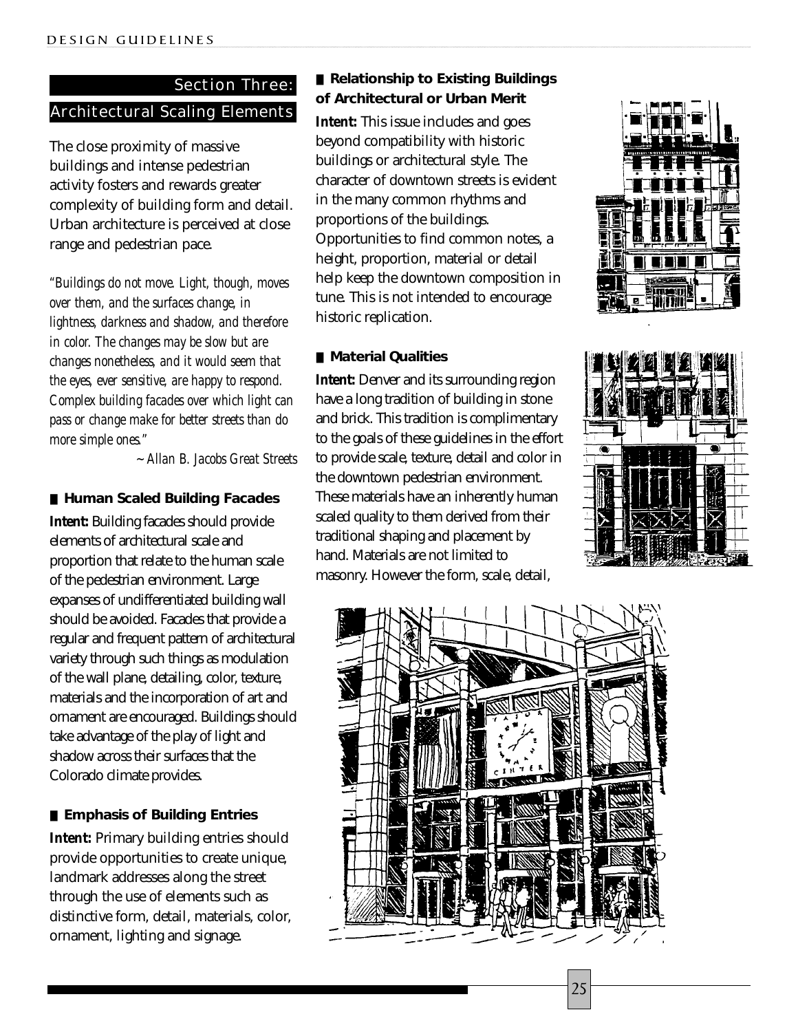## Section Three: Architectural Scaling Elements

The close proximity of massive buildings and intense pedestrian activity fosters and rewards greater complexity of building form and detail. Urban architecture is perceived at close range and pedestrian pace.

*"Buildings do not move. Light, though, moves over them, and the surfaces change, in lightness, darkness and shadow, and therefore in color. The changes may be slow but are changes nonetheless, and it would seem that the eyes, ever sensitive, are happy to respond. Complex building facades over which light can pass or change make for better streets than do more simple ones."*

*~ Allan B. Jacobs Great Streets*

### Human Scaled Building Facades

**Intent:** Building facades should provide elements of architectural scale and proportion that relate to the human scale of the pedestrian environment. Large expanses of undifferentiated building wall should be avoided. Facades that provide a regular and frequent pattern of architectural variety through such things as modulation of the wall plane, detailing, color, texture, materials and the incorporation of art and ornament are encouraged. Buildings should take advantage of the play of light and shadow across their surfaces that the Colorado climate provides.

### Emphasis of Building Entries

**Intent:** Primary building entries should provide opportunities to create unique, landmark addresses along the street through the use of elements such as distinctive form, detail, materials, color, ornament, lighting and signage.

### Relationship to Existing Buildings of Architectural or Urban Merit

**Intent:** This issue includes and goes beyond compatibility with historic buildings or architectural style. The character of downtown streets is evident in the many common rhythms and proportions of the buildings. Opportunities to find common notes, a height, proportion, material or detail help keep the downtown composition in tune. This is not intended to encourage historic replication.

### Material Qualities

**Intent:** Denver and its surrounding region have a long tradition of building in stone and brick. This tradition is complimentary to the goals of these guidelines in the effort to provide scale, texture, detail and color in the downtown pedestrian environment. These materials have an inherently human scaled quality to them derived from their traditional shaping and placement by hand. Materials are not limited to masonry. However the form, scale, detail,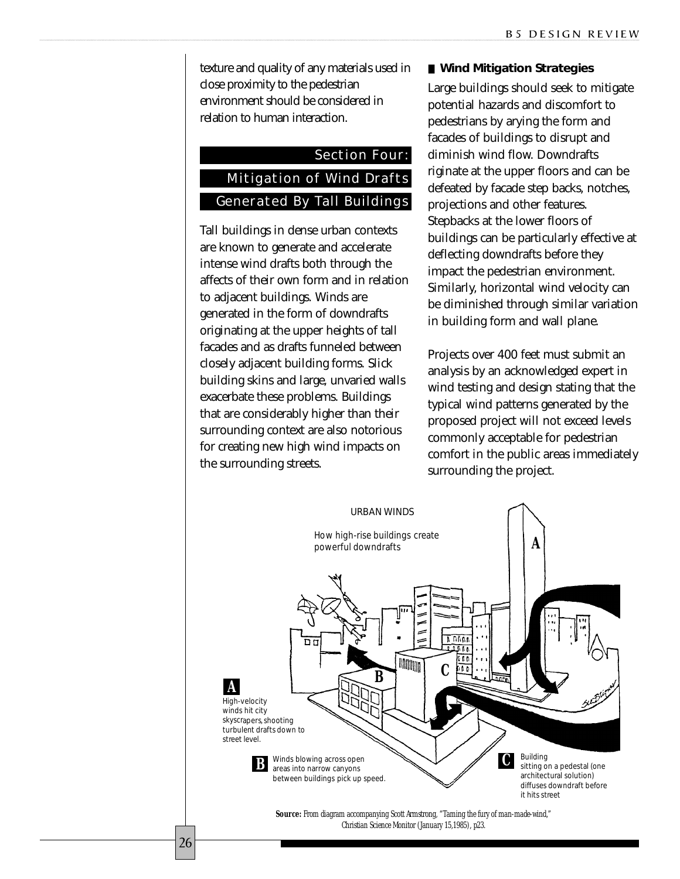texture and quality of any materials used in close proximity to the pedestrian environment should be considered in relation to human interaction.

## Section Four: Mitigation of Wind Drafts Generated By Tall Buildings

Tall buildings in dense urban contexts are known to generate and accelerate intense wind drafts both through the affects of their own form and in relation to adjacent buildings. Winds are generated in the form of downdrafts originating at the upper heights of tall facades and as drafts funneled between closely adjacent building forms. Slick building skins and large, unvaried walls exacerbate these problems. Buildings that are considerably higher than their surrounding context are also notorious for creating new high wind impacts on the surrounding streets.

### Wind Mitigation Strategies

Large buildings should seek to mitigate potential hazards and discomfort to pedestrians by arying the form and facades of buildings to disrupt and diminish wind flow. Downdrafts riginate at the upper floors and can be defeated by facade step backs, notches, projections and other features. Stepbacks at the lower floors of buildings can be particularly effective at deflecting downdrafts before they impact the pedestrian environment. Similarly, horizontal wind velocity can be diminished through similar variation in building form and wall plane.

Projects over 400 feet must submit an analysis by an acknowledged expert in wind testing and design stating that the typical wind patterns generated by the proposed project will not exceed levels commonly acceptable for pedestrian comfort in the public areas immediately surrounding the project.

URBAN WINDS

How high-rise buildings create powerful downdrafts

**A** High-velocity winds hit city skyscrapers, shooting turbulent drafts down to street level.

**B** Winds blowing across open areas into narrow canyons between buildings pick up speed.

**C** Building sitting on a pedestal (one architectural solution) diffuses downdraft before it hits street

**Source:** From diagram accompanying Scott Armstrong, "Taming the fury of man-made-wind," Christian Science Monitor (January 15,1985), p23.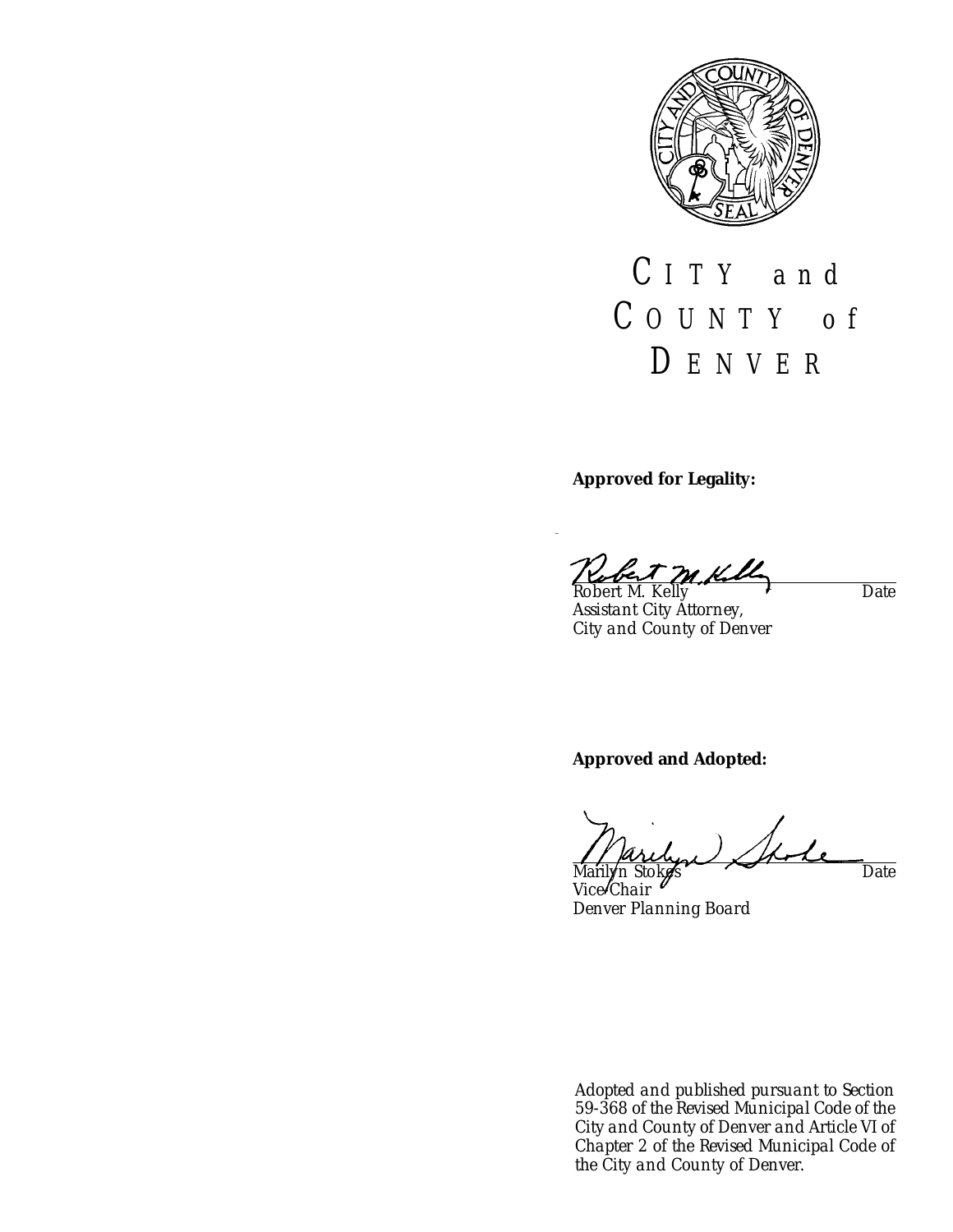# CITY and COUNTY of DENVER

**Approved for Legality:**

Robert M. Kelly Date
*Assistant City Attorney,*
*City and County of Denver*

**Approved and Adopted:**

Marilyn Stokes Date
*Vice-Chair*
*Denver Planning Board*

*Adopted and published pursuant to Section 59-368 of the Revised Municipal Code of the City and County of Denver and Article VI of Chapter 2 of the Revised Municipal Code of the City and County of Denver.*